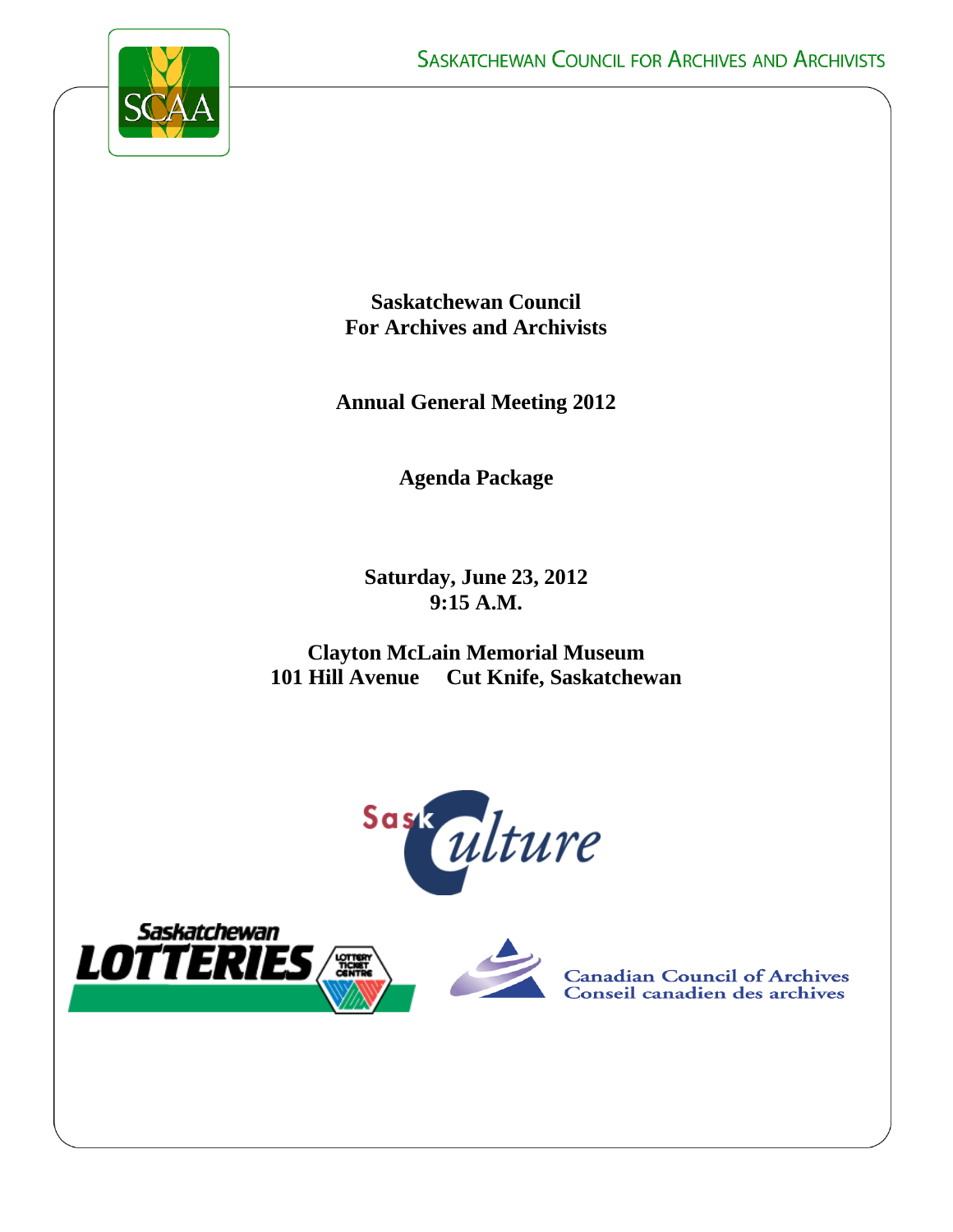SASKATCHEWAN COUNCIL FOR ARCHIVES AND ARCHIVISTS

# Saskatchewan Council For Archives and Archivists

## Annual General Meeting 2012

## Agenda Package

**Saturday, June 23, 2012**
**9:15 A.M.**

**Clayton McLain Memorial Museum**
**101 Hill Avenue     Cut Knife, Saskatchewan**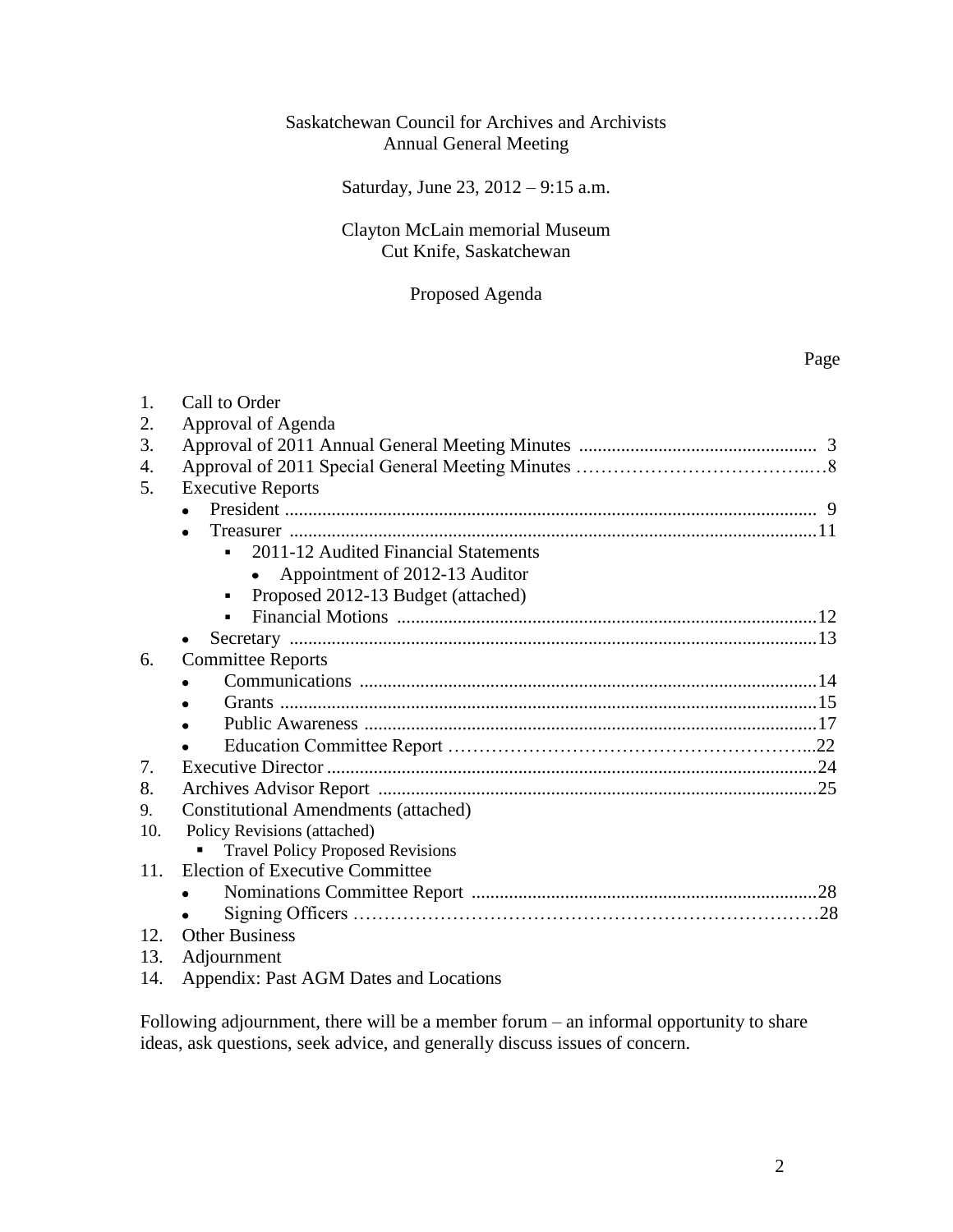Saskatchewan Council for Archives and Archivists
Annual General Meeting

Saturday, June 23, 2012 – 9:15 a.m.

Clayton McLain memorial Museum
Cut Knife, Saskatchewan

Proposed Agenda

Page

1. Call to Order
2. Approval of Agenda
3. Approval of 2011 Annual General Meeting Minutes .................................................. 3
4. Approval of 2011 Special General Meeting Minutes ………………………………..…8
5. Executive Reports
   - President ................................................................................................................ 9
   - Treasurer ...............................................................................................................11
     - 2011-12 Audited Financial Statements
       - Appointment of 2012-13 Auditor
     - Proposed 2012-13 Budget (attached)
     - Financial Motions .........................................................................................12
   - Secretary ...............................................................................................................13
6. Committee Reports
   - Communications ................................................................................................14
   - Grants .................................................................................................................15
   - Public Awareness ...............................................................................................17
   - Education Committee Report ………………………………………………...22
7. Executive Director .......................................................................................................24
8. Archives Advisor Report .............................................................................................25
9. Constitutional Amendments (attached)
10. Policy Revisions (attached)
    - Travel Policy Proposed Revisions
11. Election of Executive Committee
    - Nominations Committee Report .........................................................................28
    - Signing Officers ……………………………………………………………….28
12. Other Business
13. Adjournment
14. Appendix: Past AGM Dates and Locations

Following adjournment, there will be a member forum – an informal opportunity to share ideas, ask questions, seek advice, and generally discuss issues of concern.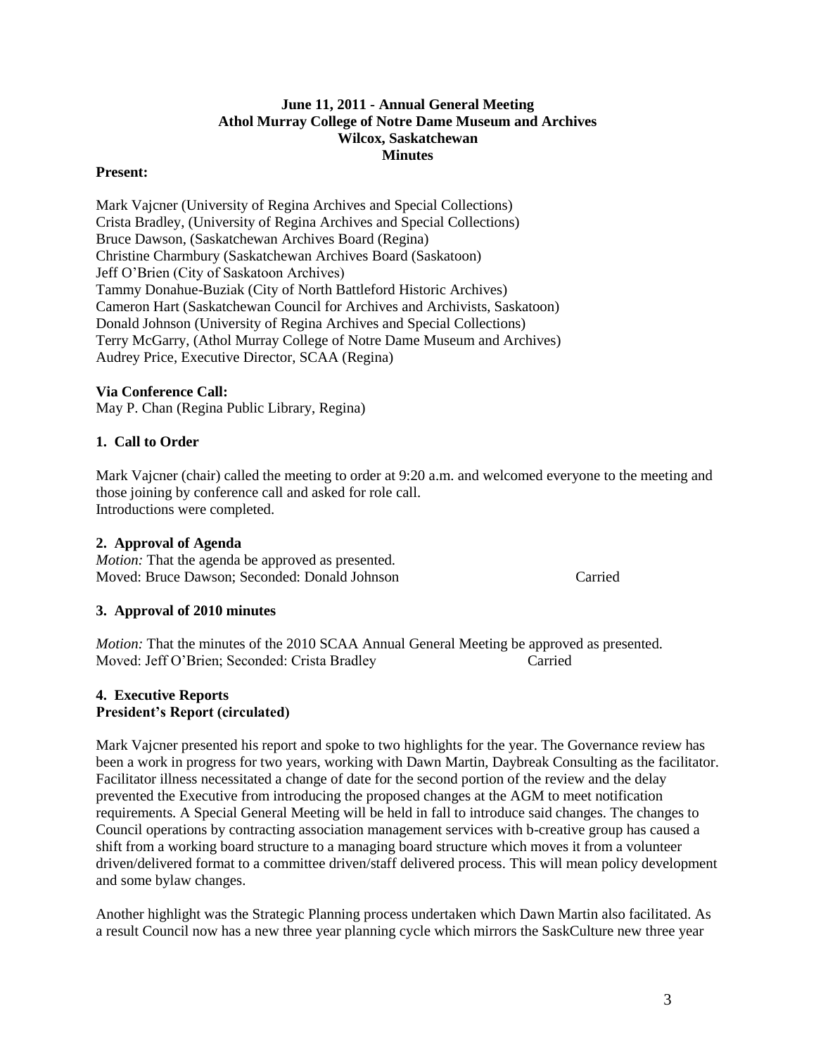**June 11, 2011 - Annual General Meeting**
**Athol Murray College of Notre Dame Museum and Archives**
**Wilcox, Saskatchewan**
**Minutes**

**Present:**

Mark Vajcner (University of Regina Archives and Special Collections)
Crista Bradley, (University of Regina Archives and Special Collections)
Bruce Dawson, (Saskatchewan Archives Board (Regina)
Christine Charmbury (Saskatchewan Archives Board (Saskatoon)
Jeff O'Brien (City of Saskatoon Archives)
Tammy Donahue-Buziak (City of North Battleford Historic Archives)
Cameron Hart (Saskatchewan Council for Archives and Archivists, Saskatoon)
Donald Johnson (University of Regina Archives and Special Collections)
Terry McGarry, (Athol Murray College of Notre Dame Museum and Archives)
Audrey Price, Executive Director, SCAA (Regina)

**Via Conference Call:**
May P. Chan (Regina Public Library, Regina)

**1. Call to Order**

Mark Vajcner (chair) called the meeting to order at 9:20 a.m. and welcomed everyone to the meeting and those joining by conference call and asked for role call.
Introductions were completed.

**2. Approval of Agenda**
*Motion:* That the agenda be approved as presented.
Moved: Bruce Dawson; Seconded: Donald Johnson Carried

**3. Approval of 2010 minutes**

*Motion:* That the minutes of the 2010 SCAA Annual General Meeting be approved as presented.
Moved: Jeff O'Brien; Seconded: Crista Bradley Carried

**4. Executive Reports**
**President's Report (circulated)**

Mark Vajcner presented his report and spoke to two highlights for the year. The Governance review has been a work in progress for two years, working with Dawn Martin, Daybreak Consulting as the facilitator. Facilitator illness necessitated a change of date for the second portion of the review and the delay prevented the Executive from introducing the proposed changes at the AGM to meet notification requirements. A Special General Meeting will be held in fall to introduce said changes. The changes to Council operations by contracting association management services with b-creative group has caused a shift from a working board structure to a managing board structure which moves it from a volunteer driven/delivered format to a committee driven/staff delivered process. This will mean policy development and some bylaw changes.

Another highlight was the Strategic Planning process undertaken which Dawn Martin also facilitated. As a result Council now has a new three year planning cycle which mirrors the SaskCulture new three year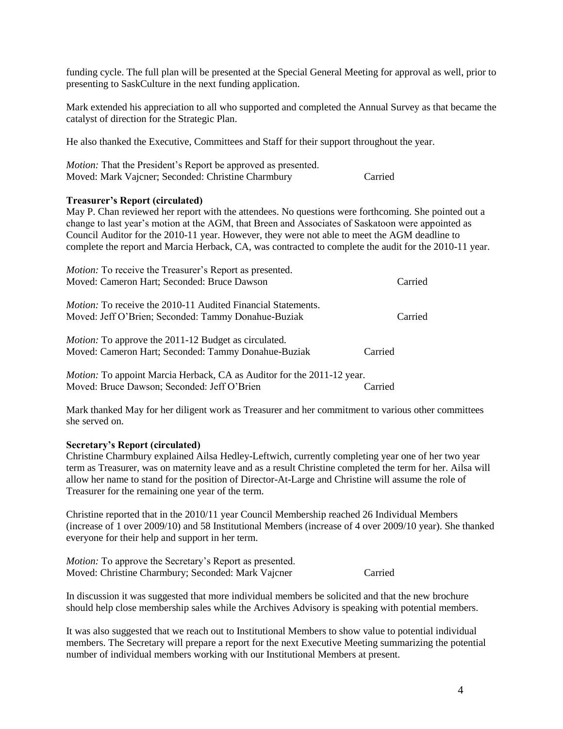funding cycle. The full plan will be presented at the Special General Meeting for approval as well, prior to presenting to SaskCulture in the next funding application.

Mark extended his appreciation to all who supported and completed the Annual Survey as that became the catalyst of direction for the Strategic Plan.

He also thanked the Executive, Committees and Staff for their support throughout the year.

*Motion:* That the President's Report be approved as presented.
Moved: Mark Vajcner; Seconded: Christine Charmbury Carried

**Treasurer's Report (circulated)**

May P. Chan reviewed her report with the attendees. No questions were forthcoming. She pointed out a change to last year's motion at the AGM, that Breen and Associates of Saskatoon were appointed as Council Auditor for the 2010-11 year. However, they were not able to meet the AGM deadline to complete the report and Marcia Herback, CA, was contracted to complete the audit for the 2010-11 year.

*Motion:* To receive the Treasurer's Report as presented.
Moved: Cameron Hart; Seconded: Bruce Dawson Carried

*Motion:* To receive the 2010-11 Audited Financial Statements.
Moved: Jeff O'Brien; Seconded: Tammy Donahue-Buziak Carried

*Motion:* To approve the 2011-12 Budget as circulated.
Moved: Cameron Hart; Seconded: Tammy Donahue-Buziak Carried

*Motion:* To appoint Marcia Herback, CA as Auditor for the 2011-12 year.
Moved: Bruce Dawson; Seconded: Jeff O'Brien Carried

Mark thanked May for her diligent work as Treasurer and her commitment to various other committees she served on.

**Secretary's Report (circulated)**

Christine Charmbury explained Ailsa Hedley-Leftwich, currently completing year one of her two year term as Treasurer, was on maternity leave and as a result Christine completed the term for her. Ailsa will allow her name to stand for the position of Director-At-Large and Christine will assume the role of Treasurer for the remaining one year of the term.

Christine reported that in the 2010/11 year Council Membership reached 26 Individual Members (increase of 1 over 2009/10) and 58 Institutional Members (increase of 4 over 2009/10 year). She thanked everyone for their help and support in her term.

*Motion:* To approve the Secretary's Report as presented.
Moved: Christine Charmbury; Seconded: Mark Vajcner Carried

In discussion it was suggested that more individual members be solicited and that the new brochure should help close membership sales while the Archives Advisory is speaking with potential members.

It was also suggested that we reach out to Institutional Members to show value to potential individual members. The Secretary will prepare a report for the next Executive Meeting summarizing the potential number of individual members working with our Institutional Members at present.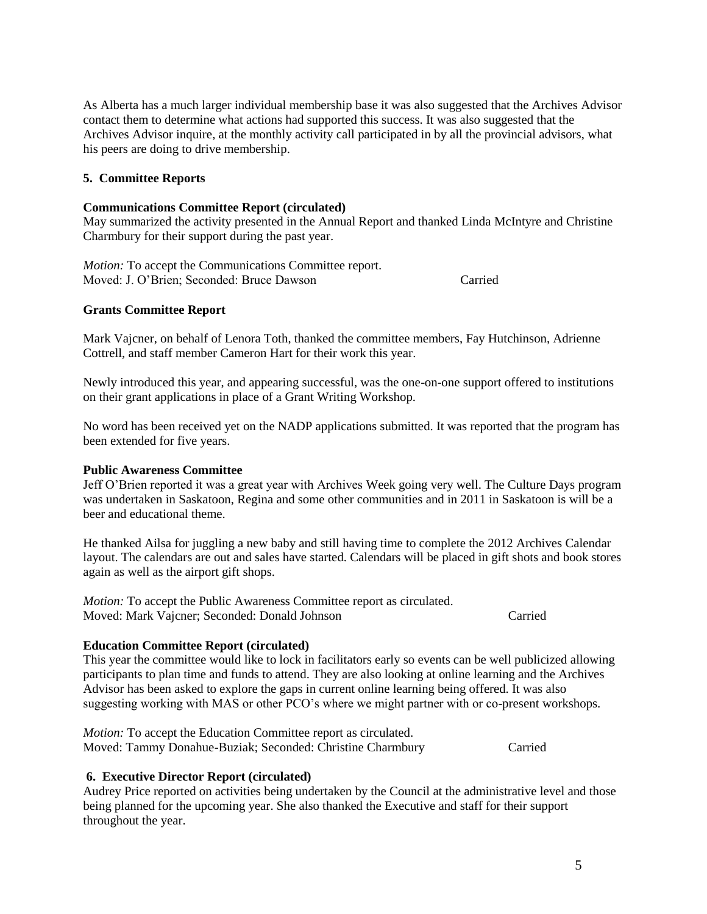As Alberta has a much larger individual membership base it was also suggested that the Archives Advisor contact them to determine what actions had supported this success. It was also suggested that the Archives Advisor inquire, at the monthly activity call participated in by all the provincial advisors, what his peers are doing to drive membership.

## 5. Committee Reports

### Communications Committee Report (circulated)

May summarized the activity presented in the Annual Report and thanked Linda McIntyre and Christine Charmbury for their support during the past year.

*Motion:* To accept the Communications Committee report.
Moved: J. O'Brien; Seconded: Bruce Dawson Carried

### Grants Committee Report

Mark Vajcner, on behalf of Lenora Toth, thanked the committee members, Fay Hutchinson, Adrienne Cottrell, and staff member Cameron Hart for their work this year.

Newly introduced this year, and appearing successful, was the one-on-one support offered to institutions on their grant applications in place of a Grant Writing Workshop.

No word has been received yet on the NADP applications submitted. It was reported that the program has been extended for five years.

### Public Awareness Committee

Jeff O'Brien reported it was a great year with Archives Week going very well. The Culture Days program was undertaken in Saskatoon, Regina and some other communities and in 2011 in Saskatoon is will be a beer and educational theme.

He thanked Ailsa for juggling a new baby and still having time to complete the 2012 Archives Calendar layout. The calendars are out and sales have started. Calendars will be placed in gift shots and book stores again as well as the airport gift shops.

*Motion:* To accept the Public Awareness Committee report as circulated.
Moved: Mark Vajcner; Seconded: Donald Johnson Carried

### Education Committee Report (circulated)

This year the committee would like to lock in facilitators early so events can be well publicized allowing participants to plan time and funds to attend. They are also looking at online learning and the Archives Advisor has been asked to explore the gaps in current online learning being offered. It was also suggesting working with MAS or other PCO's where we might partner with or co-present workshops.

*Motion:* To accept the Education Committee report as circulated.
Moved: Tammy Donahue-Buziak; Seconded: Christine Charmbury Carried

## 6. Executive Director Report (circulated)

Audrey Price reported on activities being undertaken by the Council at the administrative level and those being planned for the upcoming year. She also thanked the Executive and staff for their support throughout the year.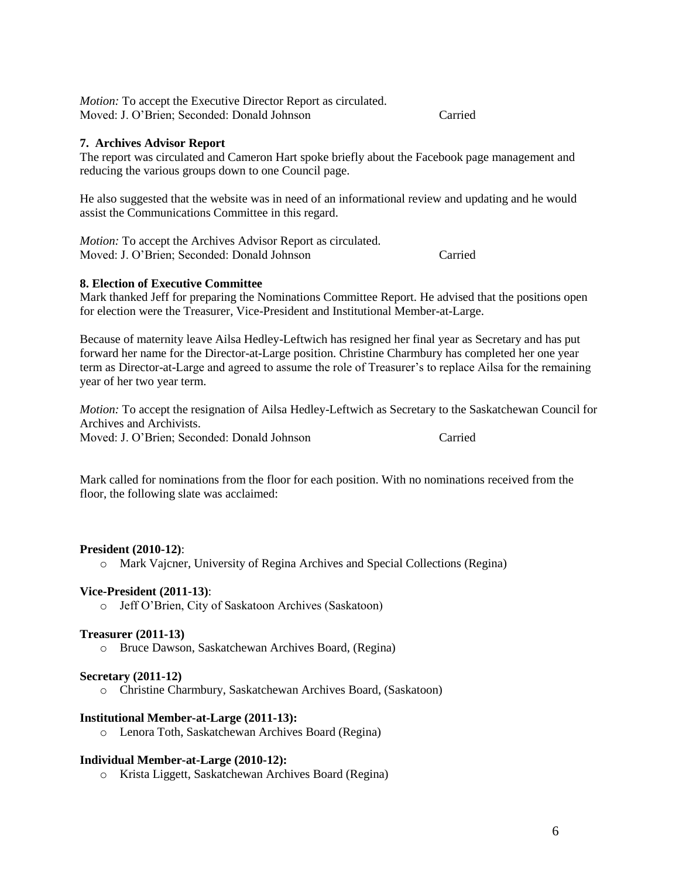*Motion:* To accept the Executive Director Report as circulated.
Moved: J. O'Brien; Seconded: Donald Johnson Carried

**7. Archives Advisor Report**

The report was circulated and Cameron Hart spoke briefly about the Facebook page management and reducing the various groups down to one Council page.

He also suggested that the website was in need of an informational review and updating and he would assist the Communications Committee in this regard.

*Motion:* To accept the Archives Advisor Report as circulated.
Moved: J. O'Brien; Seconded: Donald Johnson Carried

**8. Election of Executive Committee**

Mark thanked Jeff for preparing the Nominations Committee Report. He advised that the positions open for election were the Treasurer, Vice-President and Institutional Member-at-Large.

Because of maternity leave Ailsa Hedley-Leftwich has resigned her final year as Secretary and has put forward her name for the Director-at-Large position. Christine Charmbury has completed her one year term as Director-at-Large and agreed to assume the role of Treasurer's to replace Ailsa for the remaining year of her two year term.

*Motion:* To accept the resignation of Ailsa Hedley-Leftwich as Secretary to the Saskatchewan Council for Archives and Archivists.
Moved: J. O'Brien; Seconded: Donald Johnson Carried

Mark called for nominations from the floor for each position. With no nominations received from the floor, the following slate was acclaimed:

**President (2010-12)**:

- Mark Vajcner, University of Regina Archives and Special Collections (Regina)

**Vice-President (2011-13)**:

- Jeff O'Brien, City of Saskatoon Archives (Saskatoon)

**Treasurer (2011-13)**

- Bruce Dawson, Saskatchewan Archives Board, (Regina)

**Secretary (2011-12)**

- Christine Charmbury, Saskatchewan Archives Board, (Saskatoon)

**Institutional Member-at-Large (2011-13):**

- Lenora Toth, Saskatchewan Archives Board (Regina)

**Individual Member-at-Large (2010-12):**

- Krista Liggett, Saskatchewan Archives Board (Regina)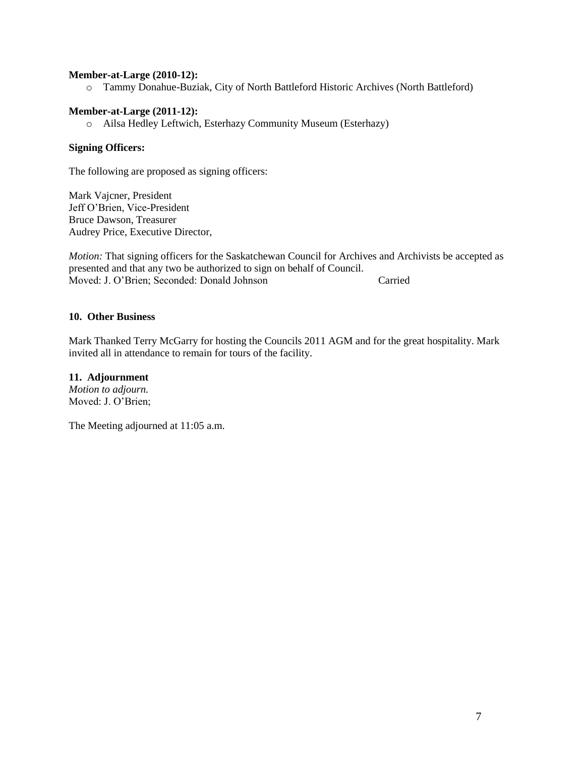**Member-at-Large (2010-12):**

- Tammy Donahue-Buziak, City of North Battleford Historic Archives (North Battleford)

**Member-at-Large (2011-12):**

- Ailsa Hedley Leftwich, Esterhazy Community Museum (Esterhazy)

**Signing Officers:**

The following are proposed as signing officers:

Mark Vajcner, President
Jeff O'Brien, Vice-President
Bruce Dawson, Treasurer
Audrey Price, Executive Director,

*Motion:* That signing officers for the Saskatchewan Council for Archives and Archivists be accepted as presented and that any two be authorized to sign on behalf of Council.
Moved: J. O'Brien; Seconded: Donald Johnson Carried

**10. Other Business**

Mark Thanked Terry McGarry for hosting the Councils 2011 AGM and for the great hospitality. Mark invited all in attendance to remain for tours of the facility.

**11. Adjournment**
*Motion to adjourn.*
Moved: J. O'Brien;

The Meeting adjourned at 11:05 a.m.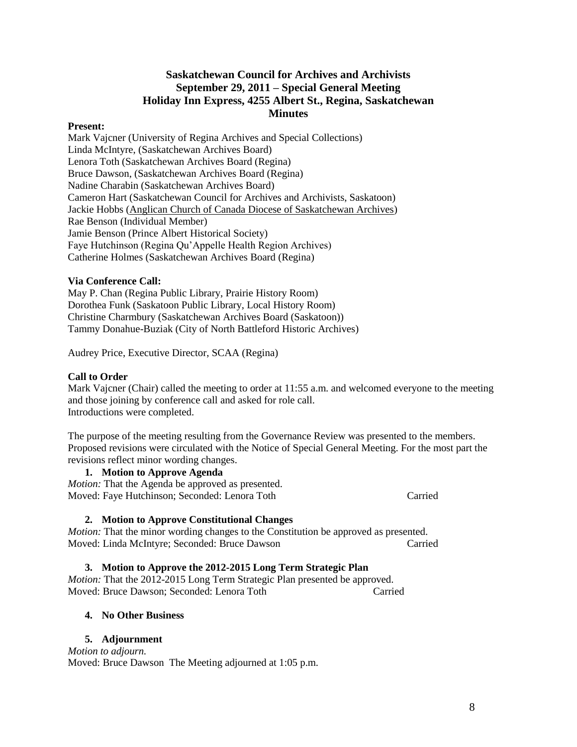# Saskatchewan Council for Archives and Archivists
## September 29, 2011 – Special General Meeting
## Holiday Inn Express, 4255 Albert St., Regina, Saskatchewan
## Minutes

**Present:**

Mark Vajcner (University of Regina Archives and Special Collections)
Linda McIntyre, (Saskatchewan Archives Board)
Lenora Toth (Saskatchewan Archives Board (Regina)
Bruce Dawson, (Saskatchewan Archives Board (Regina)
Nadine Charabin (Saskatchewan Archives Board)
Cameron Hart (Saskatchewan Council for Archives and Archivists, Saskatoon)
Jackie Hobbs (Anglican Church of Canada Diocese of Saskatchewan Archives)
Rae Benson (Individual Member)
Jamie Benson (Prince Albert Historical Society)
Faye Hutchinson (Regina Qu'Appelle Health Region Archives)
Catherine Holmes (Saskatchewan Archives Board (Regina)

**Via Conference Call:**

May P. Chan (Regina Public Library, Prairie History Room)
Dorothea Funk (Saskatoon Public Library, Local History Room)
Christine Charmbury (Saskatchewan Archives Board (Saskatoon))
Tammy Donahue-Buziak (City of North Battleford Historic Archives)

Audrey Price, Executive Director, SCAA (Regina)

**Call to Order**

Mark Vajcner (Chair) called the meeting to order at 11:55 a.m. and welcomed everyone to the meeting and those joining by conference call and asked for role call.
Introductions were completed.

The purpose of the meeting resulting from the Governance Review was presented to the members. Proposed revisions were circulated with the Notice of Special General Meeting. For the most part the revisions reflect minor wording changes.

1. **Motion to Approve Agenda**

*Motion:* That the Agenda be approved as presented.
Moved: Faye Hutchinson; Seconded: Lenora Toth Carried

2. **Motion to Approve Constitutional Changes**

*Motion:* That the minor wording changes to the Constitution be approved as presented.
Moved: Linda McIntyre; Seconded: Bruce Dawson Carried

3. **Motion to Approve the 2012-2015 Long Term Strategic Plan**

*Motion:* That the 2012-2015 Long Term Strategic Plan presented be approved.
Moved: Bruce Dawson; Seconded: Lenora Toth Carried

4. **No Other Business**

5. **Adjournment**

*Motion to adjourn.*
Moved: Bruce Dawson The Meeting adjourned at 1:05 p.m.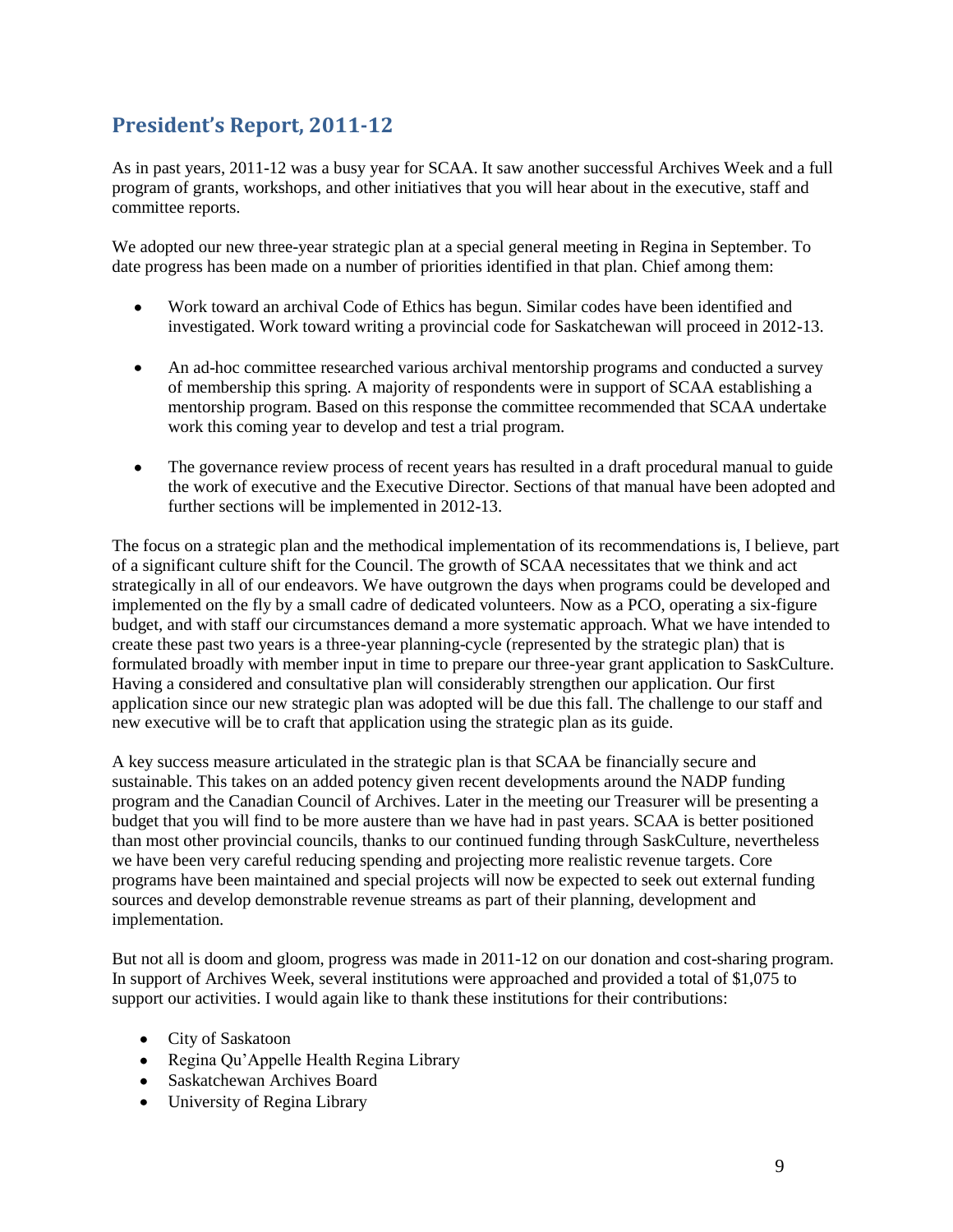## President's Report, 2011-12

As in past years, 2011-12 was a busy year for SCAA. It saw another successful Archives Week and a full program of grants, workshops, and other initiatives that you will hear about in the executive, staff and committee reports.

We adopted our new three-year strategic plan at a special general meeting in Regina in September. To date progress has been made on a number of priorities identified in that plan. Chief among them:

- Work toward an archival Code of Ethics has begun. Similar codes have been identified and investigated. Work toward writing a provincial code for Saskatchewan will proceed in 2012-13.
- An ad-hoc committee researched various archival mentorship programs and conducted a survey of membership this spring. A majority of respondents were in support of SCAA establishing a mentorship program. Based on this response the committee recommended that SCAA undertake work this coming year to develop and test a trial program.
- The governance review process of recent years has resulted in a draft procedural manual to guide the work of executive and the Executive Director. Sections of that manual have been adopted and further sections will be implemented in 2012-13.

The focus on a strategic plan and the methodical implementation of its recommendations is, I believe, part of a significant culture shift for the Council. The growth of SCAA necessitates that we think and act strategically in all of our endeavors. We have outgrown the days when programs could be developed and implemented on the fly by a small cadre of dedicated volunteers. Now as a PCO, operating a six-figure budget, and with staff our circumstances demand a more systematic approach. What we have intended to create these past two years is a three-year planning-cycle (represented by the strategic plan) that is formulated broadly with member input in time to prepare our three-year grant application to SaskCulture. Having a considered and consultative plan will considerably strengthen our application. Our first application since our new strategic plan was adopted will be due this fall. The challenge to our staff and new executive will be to craft that application using the strategic plan as its guide.

A key success measure articulated in the strategic plan is that SCAA be financially secure and sustainable. This takes on an added potency given recent developments around the NADP funding program and the Canadian Council of Archives. Later in the meeting our Treasurer will be presenting a budget that you will find to be more austere than we have had in past years. SCAA is better positioned than most other provincial councils, thanks to our continued funding through SaskCulture, nevertheless we have been very careful reducing spending and projecting more realistic revenue targets. Core programs have been maintained and special projects will now be expected to seek out external funding sources and develop demonstrable revenue streams as part of their planning, development and implementation.

But not all is doom and gloom, progress was made in 2011-12 on our donation and cost-sharing program. In support of Archives Week, several institutions were approached and provided a total of $1,075 to support our activities. I would again like to thank these institutions for their contributions:

- City of Saskatoon
- Regina Qu'Appelle Health Regina Library
- Saskatchewan Archives Board
- University of Regina Library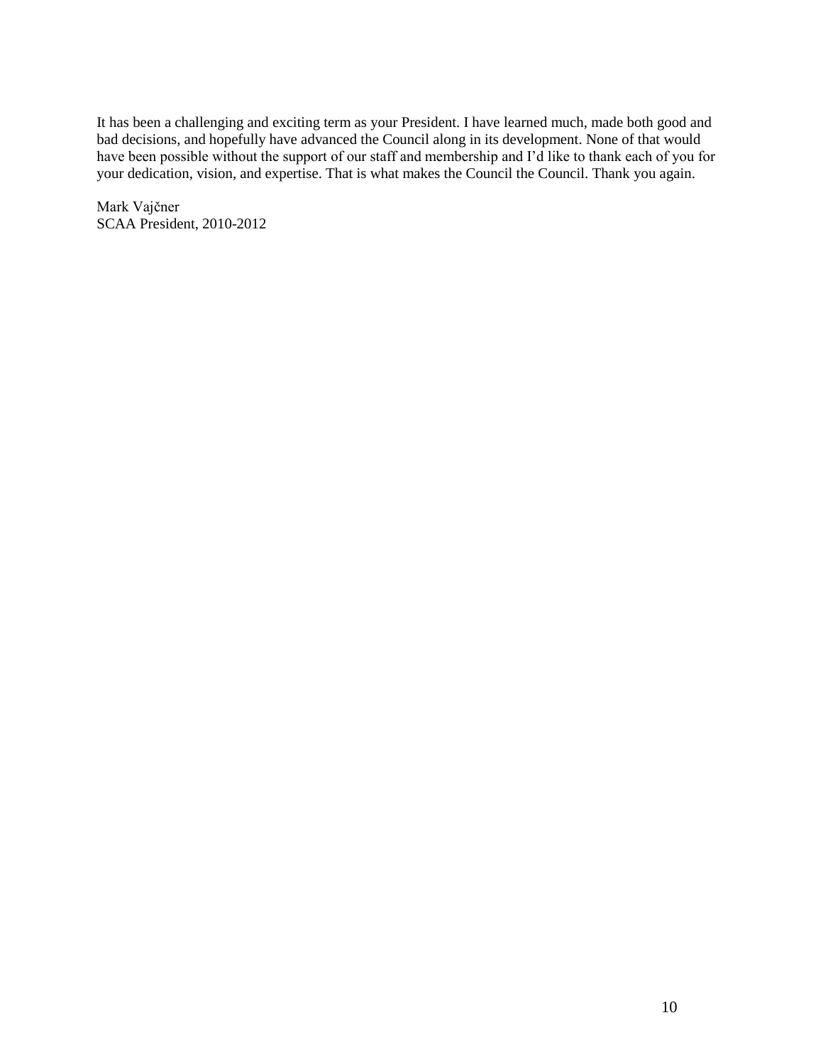It has been a challenging and exciting term as your President. I have learned much, made both good and bad decisions, and hopefully have advanced the Council along in its development. None of that would have been possible without the support of our staff and membership and I'd like to thank each of you for your dedication, vision, and expertise. That is what makes the Council the Council. Thank you again.

Mark Vajčner  
SCAA President, 2010-2012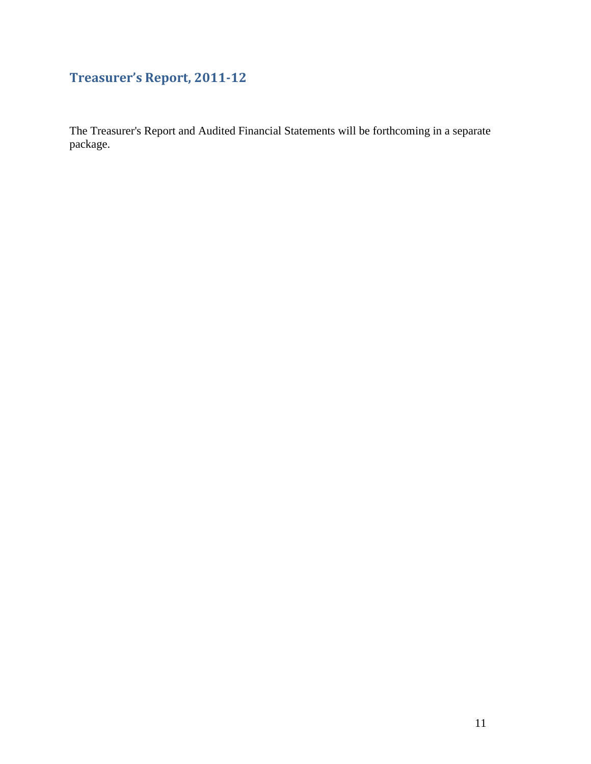## Treasurer's Report, 2011-12

The Treasurer's Report and Audited Financial Statements will be forthcoming in a separate package.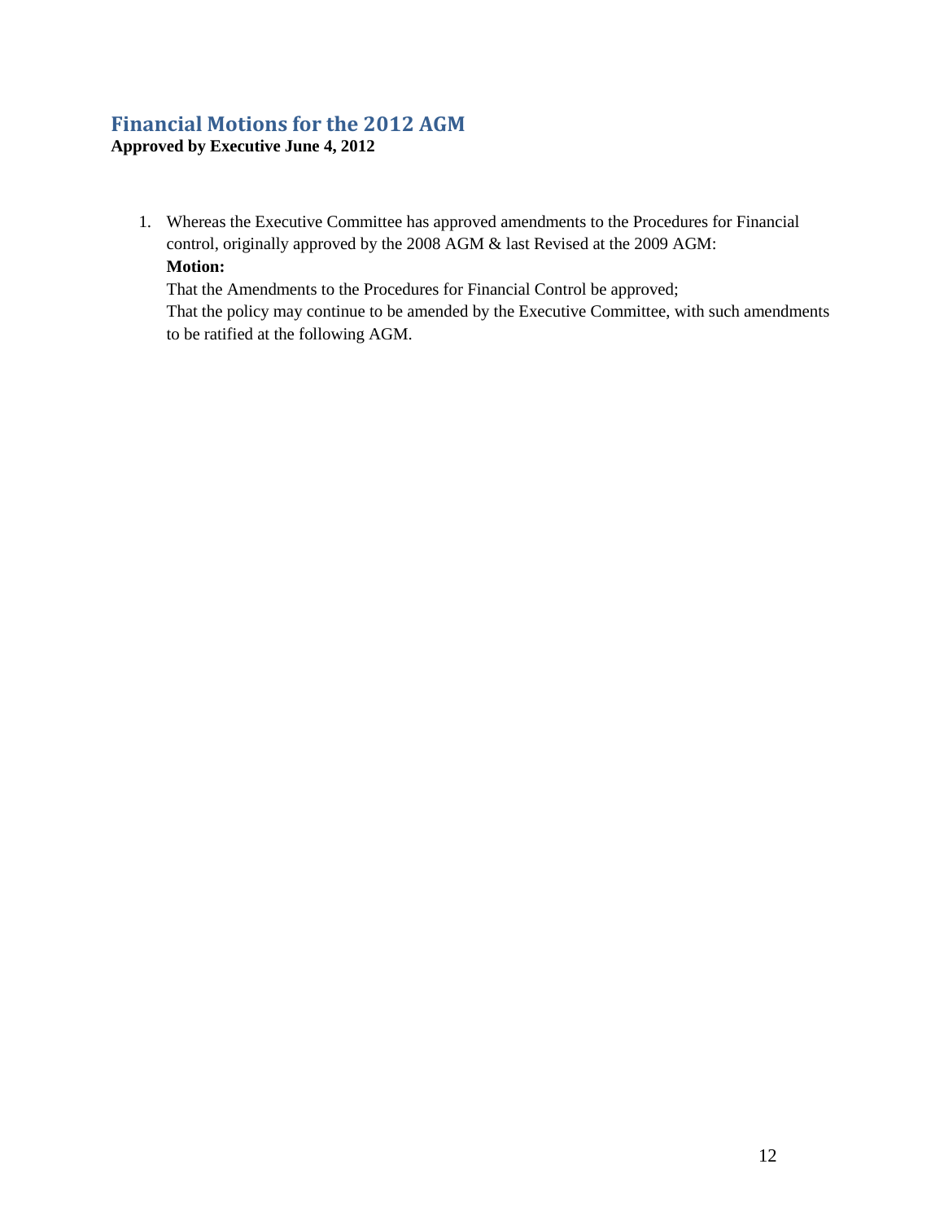## Financial Motions for the 2012 AGM

**Approved by Executive June 4, 2012**

1. Whereas the Executive Committee has approved amendments to the Procedures for Financial control, originally approved by the 2008 AGM & last Revised at the 2009 AGM:
   **Motion:**
   That the Amendments to the Procedures for Financial Control be approved;
   That the policy may continue to be amended by the Executive Committee, with such amendments to be ratified at the following AGM.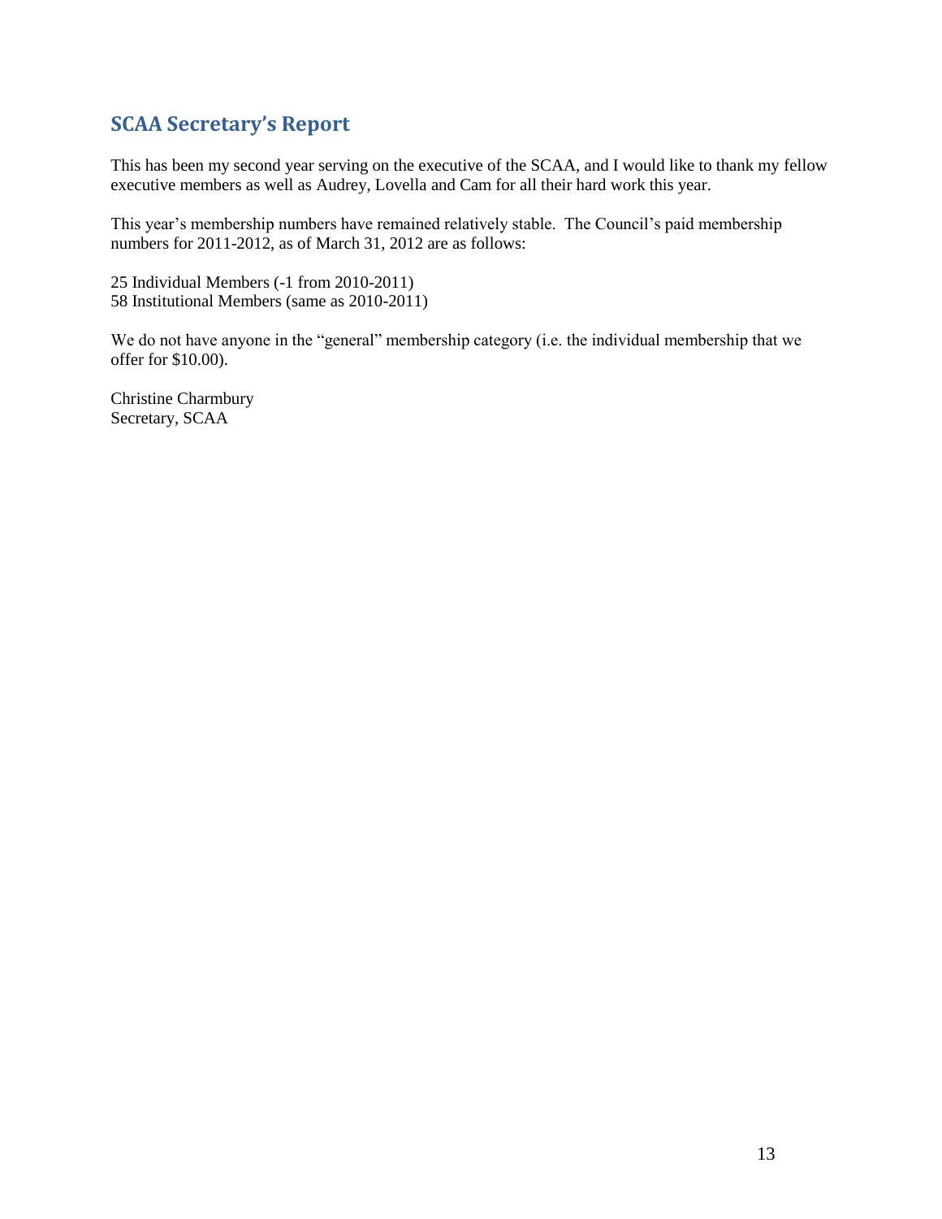## SCAA Secretary's Report

This has been my second year serving on the executive of the SCAA, and I would like to thank my fellow executive members as well as Audrey, Lovella and Cam for all their hard work this year.

This year's membership numbers have remained relatively stable. The Council's paid membership numbers for 2011-2012, as of March 31, 2012 are as follows:

25 Individual Members (-1 from 2010-2011)
58 Institutional Members (same as 2010-2011)

We do not have anyone in the "general" membership category (i.e. the individual membership that we offer for $10.00).

Christine Charmbury
Secretary, SCAA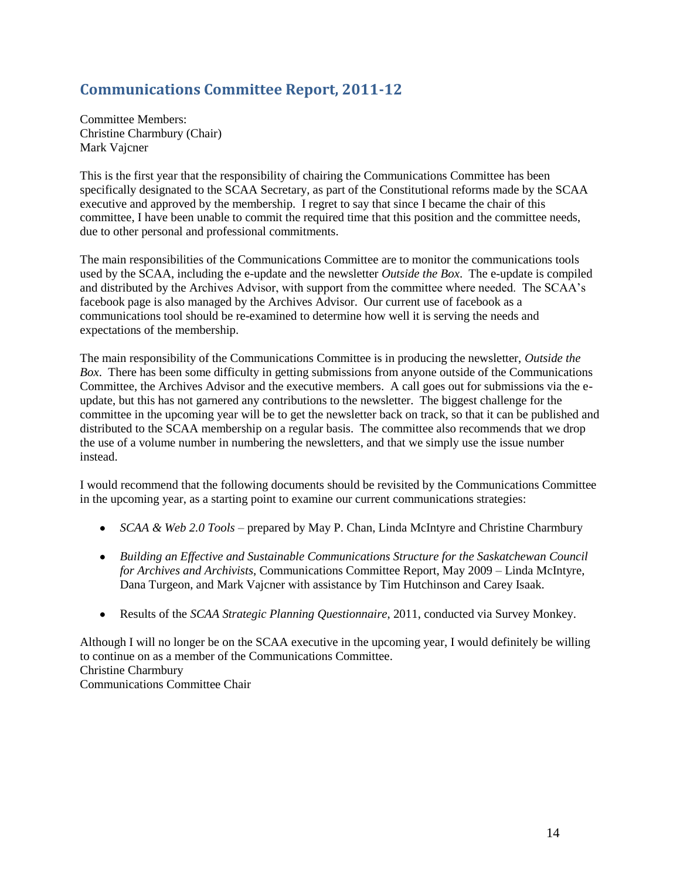## Communications Committee Report, 2011-12

Committee Members:
Christine Charmbury (Chair)
Mark Vajcner

This is the first year that the responsibility of chairing the Communications Committee has been specifically designated to the SCAA Secretary, as part of the Constitutional reforms made by the SCAA executive and approved by the membership. I regret to say that since I became the chair of this committee, I have been unable to commit the required time that this position and the committee needs, due to other personal and professional commitments.

The main responsibilities of the Communications Committee are to monitor the communications tools used by the SCAA, including the e-update and the newsletter *Outside the Box*. The e-update is compiled and distributed by the Archives Advisor, with support from the committee where needed. The SCAA's facebook page is also managed by the Archives Advisor. Our current use of facebook as a communications tool should be re-examined to determine how well it is serving the needs and expectations of the membership.

The main responsibility of the Communications Committee is in producing the newsletter, *Outside the Box*. There has been some difficulty in getting submissions from anyone outside of the Communications Committee, the Archives Advisor and the executive members. A call goes out for submissions via the e-update, but this has not garnered any contributions to the newsletter. The biggest challenge for the committee in the upcoming year will be to get the newsletter back on track, so that it can be published and distributed to the SCAA membership on a regular basis. The committee also recommends that we drop the use of a volume number in numbering the newsletters, and that we simply use the issue number instead.

I would recommend that the following documents should be revisited by the Communications Committee in the upcoming year, as a starting point to examine our current communications strategies:

- *SCAA & Web 2.0 Tools* – prepared by May P. Chan, Linda McIntyre and Christine Charmbury
- *Building an Effective and Sustainable Communications Structure for the Saskatchewan Council for Archives and Archivists*, Communications Committee Report, May 2009 – Linda McIntyre, Dana Turgeon, and Mark Vajcner with assistance by Tim Hutchinson and Carey Isaak.
- Results of the *SCAA Strategic Planning Questionnaire*, 2011, conducted via Survey Monkey.

Although I will no longer be on the SCAA executive in the upcoming year, I would definitely be willing to continue on as a member of the Communications Committee.
Christine Charmbury
Communications Committee Chair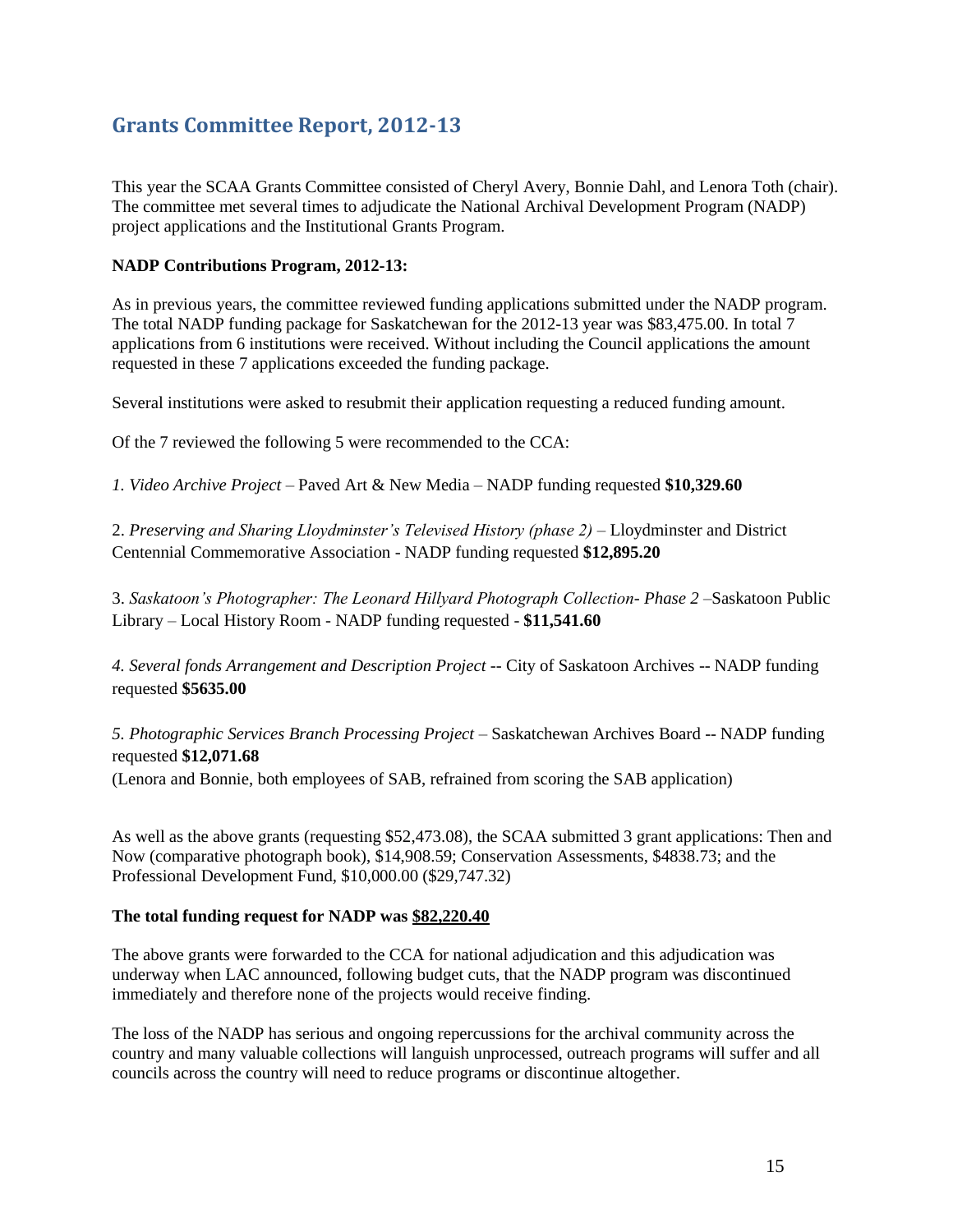## Grants Committee Report, 2012-13

This year the SCAA Grants Committee consisted of Cheryl Avery, Bonnie Dahl, and Lenora Toth (chair). The committee met several times to adjudicate the National Archival Development Program (NADP) project applications and the Institutional Grants Program.

**NADP Contributions Program, 2012-13:**

As in previous years, the committee reviewed funding applications submitted under the NADP program. The total NADP funding package for Saskatchewan for the 2012-13 year was $83,475.00. In total 7 applications from 6 institutions were received. Without including the Council applications the amount requested in these 7 applications exceeded the funding package.

Several institutions were asked to resubmit their application requesting a reduced funding amount.

Of the 7 reviewed the following 5 were recommended to the CCA:

*1. Video Archive Project* – Paved Art & New Media – NADP funding requested **$10,329.60**

2. *Preserving and Sharing Lloydminster's Televised History (phase 2)* – Lloydminster and District Centennial Commemorative Association - NADP funding requested **$12,895.20**

3. *Saskatoon's Photographer: The Leonard Hillyard Photograph Collection- Phase 2* –Saskatoon Public Library – Local History Room - NADP funding requested - **$11,541.60**

*4. Several fonds Arrangement and Description Project* -- City of Saskatoon Archives -- NADP funding requested **$5635.00**

*5. Photographic Services Branch Processing Project* – Saskatchewan Archives Board -- NADP funding requested **$12,071.68**
(Lenora and Bonnie, both employees of SAB, refrained from scoring the SAB application)

As well as the above grants (requesting $52,473.08), the SCAA submitted 3 grant applications: Then and Now (comparative photograph book), $14,908.59; Conservation Assessments, $4838.73; and the Professional Development Fund, $10,000.00 ($29,747.32)

**The total funding request for NADP was <u>$82,220.40</u>**

The above grants were forwarded to the CCA for national adjudication and this adjudication was underway when LAC announced, following budget cuts, that the NADP program was discontinued immediately and therefore none of the projects would receive finding.

The loss of the NADP has serious and ongoing repercussions for the archival community across the country and many valuable collections will languish unprocessed, outreach programs will suffer and all councils across the country will need to reduce programs or discontinue altogether.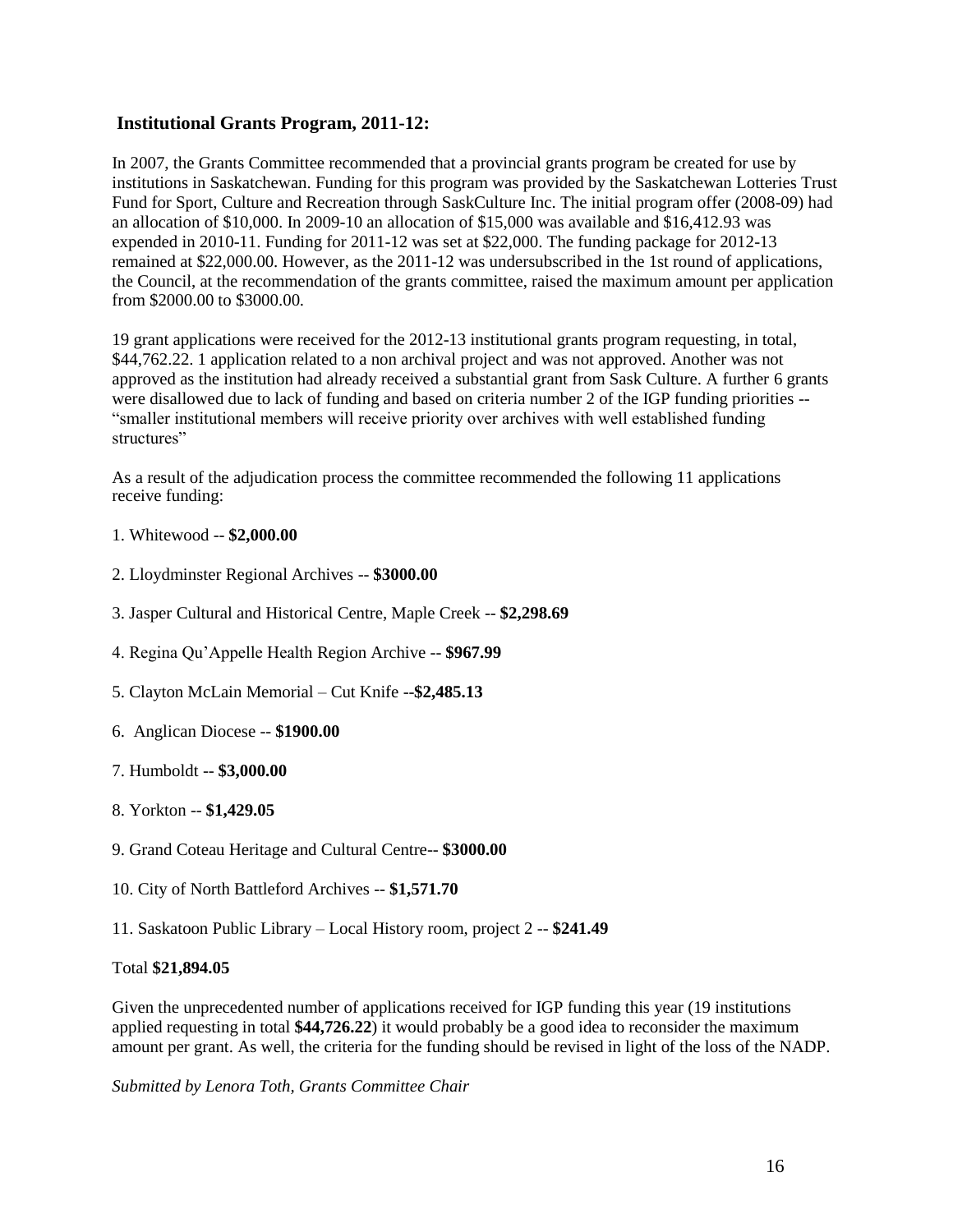### Institutional Grants Program, 2011-12:

In 2007, the Grants Committee recommended that a provincial grants program be created for use by institutions in Saskatchewan. Funding for this program was provided by the Saskatchewan Lotteries Trust Fund for Sport, Culture and Recreation through SaskCulture Inc. The initial program offer (2008-09) had an allocation of $10,000. In 2009-10 an allocation of $15,000 was available and $16,412.93 was expended in 2010-11. Funding for 2011-12 was set at $22,000. The funding package for 2012-13 remained at $22,000.00. However, as the 2011-12 was undersubscribed in the 1st round of applications, the Council, at the recommendation of the grants committee, raised the maximum amount per application from $2000.00 to $3000.00.

19 grant applications were received for the 2012-13 institutional grants program requesting, in total, $44,762.22. 1 application related to a non archival project and was not approved. Another was not approved as the institution had already received a substantial grant from Sask Culture. A further 6 grants were disallowed due to lack of funding and based on criteria number 2 of the IGP funding priorities -- "smaller institutional members will receive priority over archives with well established funding structures"

As a result of the adjudication process the committee recommended the following 11 applications receive funding:

1. Whitewood -- **$2,000.00**
2. Lloydminster Regional Archives -- **$3000.00**
3. Jasper Cultural and Historical Centre, Maple Creek -- **$2,298.69**
4. Regina Qu'Appelle Health Region Archive -- **$967.99**
5. Clayton McLain Memorial – Cut Knife --**$2,485.13**
6. Anglican Diocese -- **$1900.00**
7. Humboldt -- **$3,000.00**
8. Yorkton -- **$1,429.05**
9. Grand Coteau Heritage and Cultural Centre-- **$3000.00**
10. City of North Battleford Archives -- **$1,571.70**
11. Saskatoon Public Library – Local History room, project 2 -- **$241.49**

Total **$21,894.05**

Given the unprecedented number of applications received for IGP funding this year (19 institutions applied requesting in total **$44,726.22**) it would probably be a good idea to reconsider the maximum amount per grant. As well, the criteria for the funding should be revised in light of the loss of the NADP.

*Submitted by Lenora Toth, Grants Committee Chair*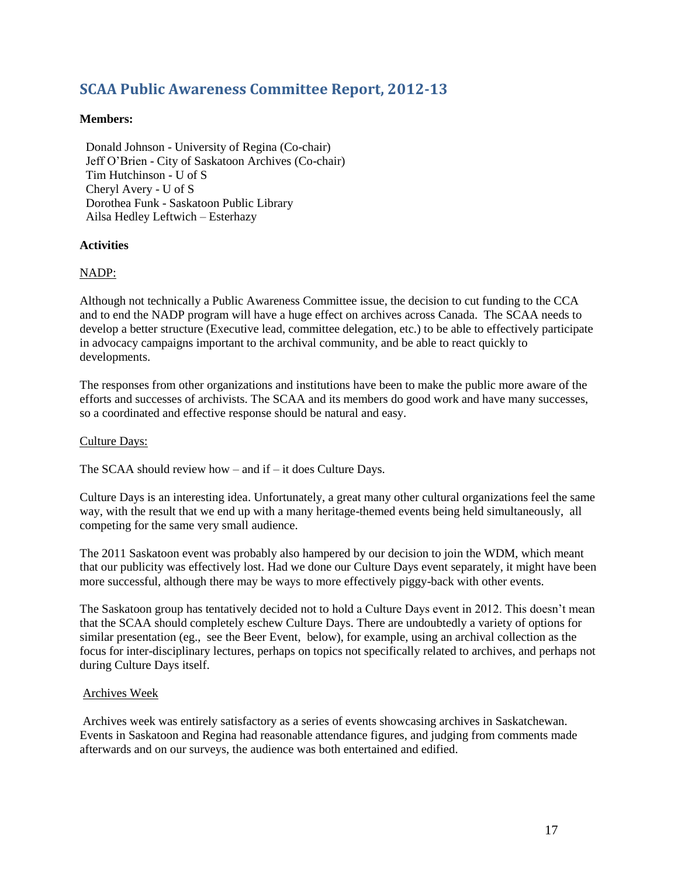## SCAA Public Awareness Committee Report, 2012-13

**Members:**

Donald Johnson - University of Regina (Co-chair)
Jeff O'Brien - City of Saskatoon Archives (Co-chair)
Tim Hutchinson - U of S
Cheryl Avery - U of S
Dorothea Funk - Saskatoon Public Library
Ailsa Hedley Leftwich – Esterhazy

**Activities**

NADP:

Although not technically a Public Awareness Committee issue, the decision to cut funding to the CCA and to end the NADP program will have a huge effect on archives across Canada. The SCAA needs to develop a better structure (Executive lead, committee delegation, etc.) to be able to effectively participate in advocacy campaigns important to the archival community, and be able to react quickly to developments.

The responses from other organizations and institutions have been to make the public more aware of the efforts and successes of archivists. The SCAA and its members do good work and have many successes, so a coordinated and effective response should be natural and easy.

Culture Days:

The SCAA should review how – and if – it does Culture Days.

Culture Days is an interesting idea. Unfortunately, a great many other cultural organizations feel the same way, with the result that we end up with a many heritage-themed events being held simultaneously, all competing for the same very small audience.

The 2011 Saskatoon event was probably also hampered by our decision to join the WDM, which meant that our publicity was effectively lost. Had we done our Culture Days event separately, it might have been more successful, although there may be ways to more effectively piggy-back with other events.

The Saskatoon group has tentatively decided not to hold a Culture Days event in 2012. This doesn't mean that the SCAA should completely eschew Culture Days. There are undoubtedly a variety of options for similar presentation (eg., see the Beer Event, below), for example, using an archival collection as the focus for inter-disciplinary lectures, perhaps on topics not specifically related to archives, and perhaps not during Culture Days itself.

Archives Week

Archives week was entirely satisfactory as a series of events showcasing archives in Saskatchewan. Events in Saskatoon and Regina had reasonable attendance figures, and judging from comments made afterwards and on our surveys, the audience was both entertained and edified.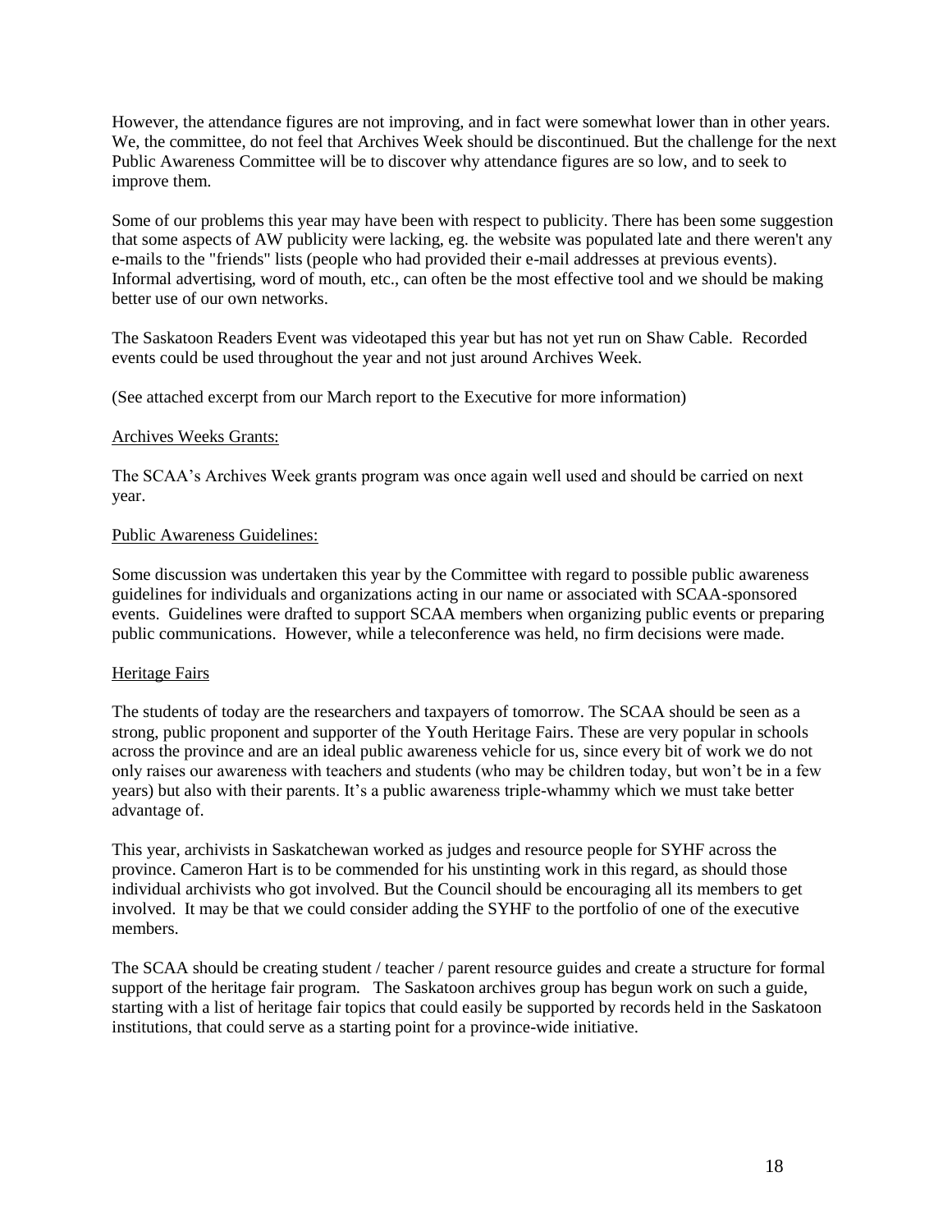However, the attendance figures are not improving, and in fact were somewhat lower than in other years. We, the committee, do not feel that Archives Week should be discontinued. But the challenge for the next Public Awareness Committee will be to discover why attendance figures are so low, and to seek to improve them.

Some of our problems this year may have been with respect to publicity. There has been some suggestion that some aspects of AW publicity were lacking, eg. the website was populated late and there weren't any e-mails to the "friends" lists (people who had provided their e-mail addresses at previous events). Informal advertising, word of mouth, etc., can often be the most effective tool and we should be making better use of our own networks.

The Saskatoon Readers Event was videotaped this year but has not yet run on Shaw Cable. Recorded events could be used throughout the year and not just around Archives Week.

(See attached excerpt from our March report to the Executive for more information)

<u>Archives Weeks Grants:</u>

The SCAA's Archives Week grants program was once again well used and should be carried on next year.

<u>Public Awareness Guidelines:</u>

Some discussion was undertaken this year by the Committee with regard to possible public awareness guidelines for individuals and organizations acting in our name or associated with SCAA-sponsored events. Guidelines were drafted to support SCAA members when organizing public events or preparing public communications. However, while a teleconference was held, no firm decisions were made.

<u>Heritage Fairs</u>

The students of today are the researchers and taxpayers of tomorrow. The SCAA should be seen as a strong, public proponent and supporter of the Youth Heritage Fairs. These are very popular in schools across the province and are an ideal public awareness vehicle for us, since every bit of work we do not only raises our awareness with teachers and students (who may be children today, but won't be in a few years) but also with their parents. It's a public awareness triple-whammy which we must take better advantage of.

This year, archivists in Saskatchewan worked as judges and resource people for SYHF across the province. Cameron Hart is to be commended for his unstinting work in this regard, as should those individual archivists who got involved. But the Council should be encouraging all its members to get involved. It may be that we could consider adding the SYHF to the portfolio of one of the executive members.

The SCAA should be creating student / teacher / parent resource guides and create a structure for formal support of the heritage fair program. The Saskatoon archives group has begun work on such a guide, starting with a list of heritage fair topics that could easily be supported by records held in the Saskatoon institutions, that could serve as a starting point for a province-wide initiative.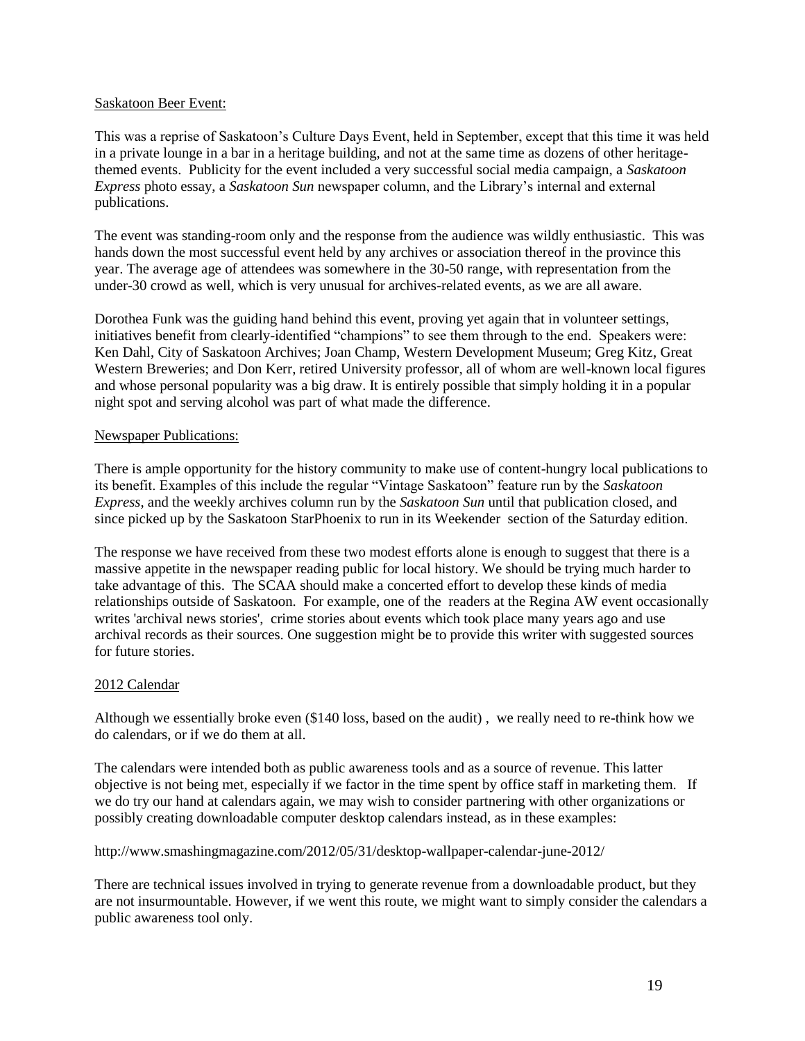Saskatoon Beer Event:

This was a reprise of Saskatoon's Culture Days Event, held in September, except that this time it was held in a private lounge in a bar in a heritage building, and not at the same time as dozens of other heritage-themed events. Publicity for the event included a very successful social media campaign, a *Saskatoon Express* photo essay, a *Saskatoon Sun* newspaper column, and the Library's internal and external publications.

The event was standing-room only and the response from the audience was wildly enthusiastic. This was hands down the most successful event held by any archives or association thereof in the province this year. The average age of attendees was somewhere in the 30-50 range, with representation from the under-30 crowd as well, which is very unusual for archives-related events, as we are all aware.

Dorothea Funk was the guiding hand behind this event, proving yet again that in volunteer settings, initiatives benefit from clearly-identified "champions" to see them through to the end. Speakers were: Ken Dahl, City of Saskatoon Archives; Joan Champ, Western Development Museum; Greg Kitz, Great Western Breweries; and Don Kerr, retired University professor, all of whom are well-known local figures and whose personal popularity was a big draw. It is entirely possible that simply holding it in a popular night spot and serving alcohol was part of what made the difference.

Newspaper Publications:

There is ample opportunity for the history community to make use of content-hungry local publications to its benefit. Examples of this include the regular "Vintage Saskatoon" feature run by the *Saskatoon Express*, and the weekly archives column run by the *Saskatoon Sun* until that publication closed, and since picked up by the Saskatoon StarPhoenix to run in its Weekender section of the Saturday edition.

The response we have received from these two modest efforts alone is enough to suggest that there is a massive appetite in the newspaper reading public for local history. We should be trying much harder to take advantage of this. The SCAA should make a concerted effort to develop these kinds of media relationships outside of Saskatoon. For example, one of the readers at the Regina AW event occasionally writes 'archival news stories', crime stories about events which took place many years ago and use archival records as their sources. One suggestion might be to provide this writer with suggested sources for future stories.

2012 Calendar

Although we essentially broke even ($140 loss, based on the audit) , we really need to re-think how we do calendars, or if we do them at all.

The calendars were intended both as public awareness tools and as a source of revenue. This latter objective is not being met, especially if we factor in the time spent by office staff in marketing them. If we do try our hand at calendars again, we may wish to consider partnering with other organizations or possibly creating downloadable computer desktop calendars instead, as in these examples:

http://www.smashingmagazine.com/2012/05/31/desktop-wallpaper-calendar-june-2012/

There are technical issues involved in trying to generate revenue from a downloadable product, but they are not insurmountable. However, if we went this route, we might want to simply consider the calendars a public awareness tool only.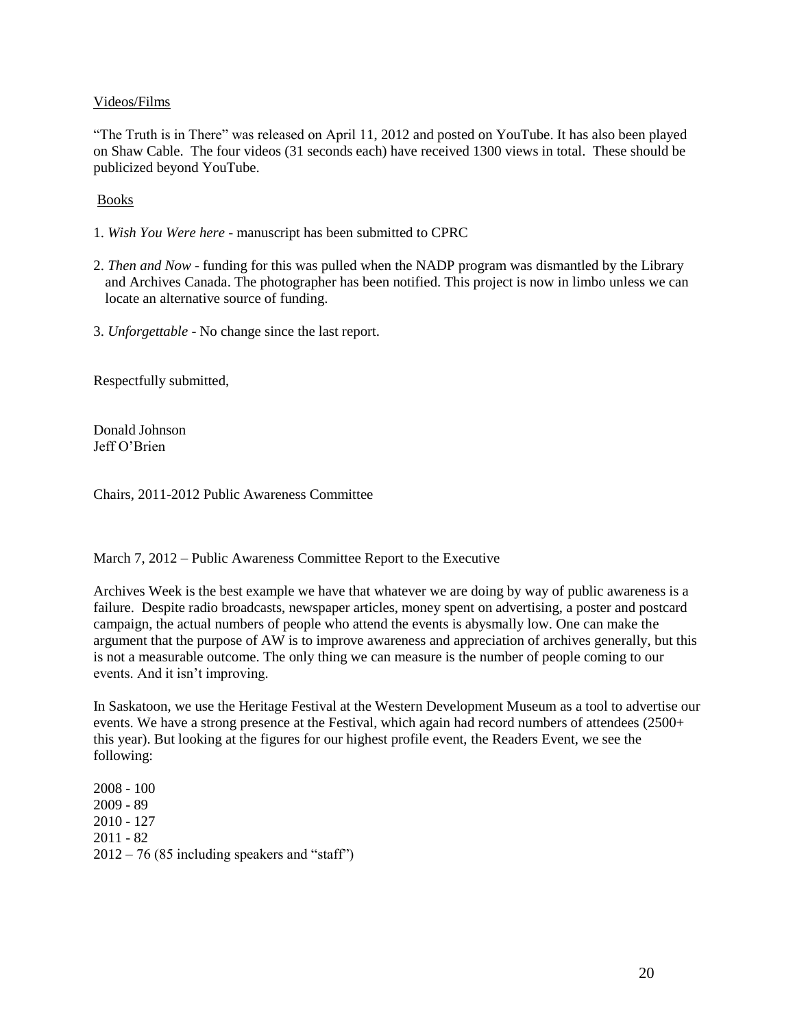Videos/Films

"The Truth is in There" was released on April 11, 2012 and posted on YouTube. It has also been played on Shaw Cable. The four videos (31 seconds each) have received 1300 views in total. These should be publicized beyond YouTube.

Books

1. *Wish You Were here* - manuscript has been submitted to CPRC

2. *Then and Now* - funding for this was pulled when the NADP program was dismantled by the Library and Archives Canada. The photographer has been notified. This project is now in limbo unless we can locate an alternative source of funding.

3. *Unforgettable* - No change since the last report.

Respectfully submitted,

Donald Johnson
Jeff O'Brien

Chairs, 2011-2012 Public Awareness Committee

March 7, 2012 – Public Awareness Committee Report to the Executive

Archives Week is the best example we have that whatever we are doing by way of public awareness is a failure. Despite radio broadcasts, newspaper articles, money spent on advertising, a poster and postcard campaign, the actual numbers of people who attend the events is abysmally low. One can make the argument that the purpose of AW is to improve awareness and appreciation of archives generally, but this is not a measurable outcome. The only thing we can measure is the number of people coming to our events. And it isn't improving.

In Saskatoon, we use the Heritage Festival at the Western Development Museum as a tool to advertise our events. We have a strong presence at the Festival, which again had record numbers of attendees (2500+ this year). But looking at the figures for our highest profile event, the Readers Event, we see the following:

2008 - 100
2009 - 89
2010 - 127
2011 - 82
2012 – 76 (85 including speakers and "staff")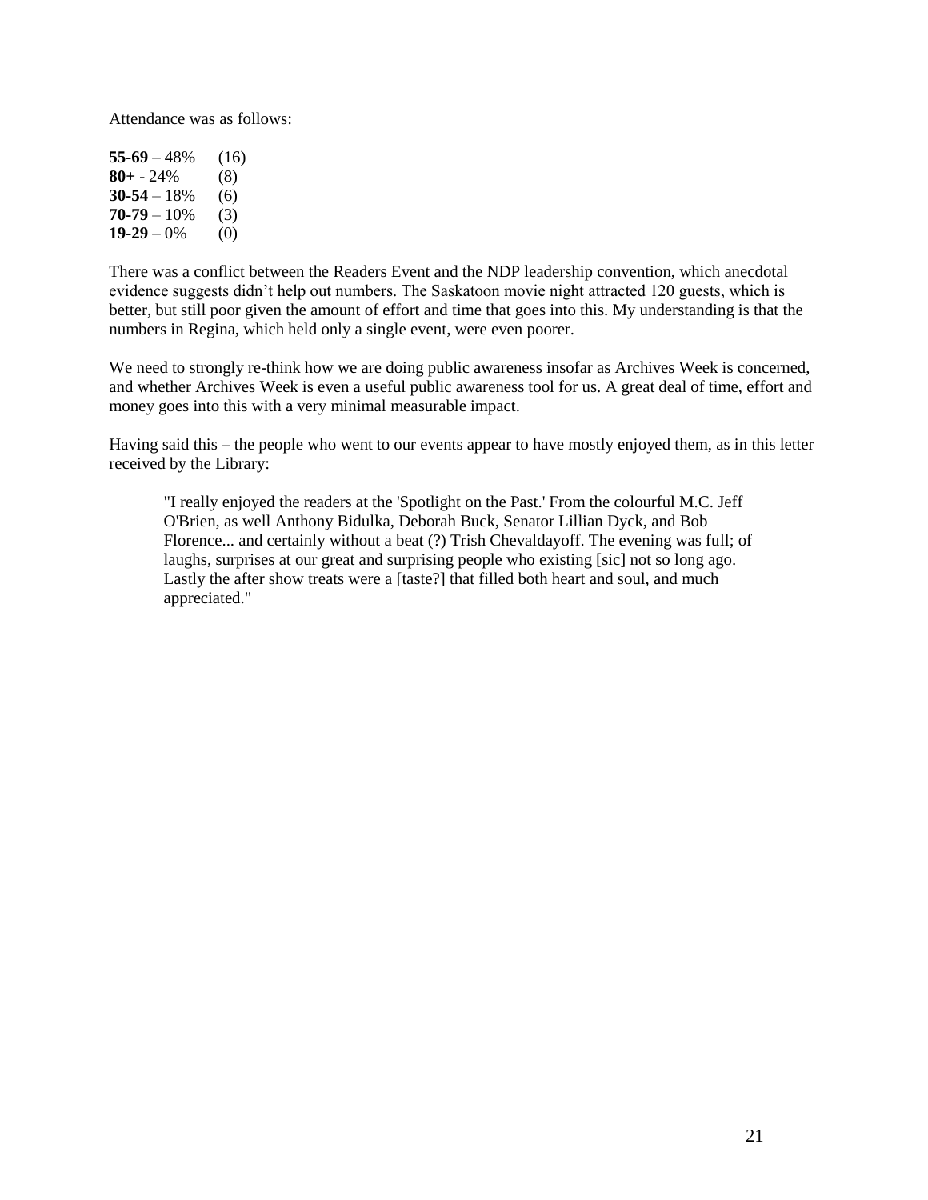Attendance was as follows:

**55-69** – 48% (16)
**80+** - 24% (8)
**30-54** – 18% (6)
**70-79** – 10% (3)
**19-29** – 0% (0)

There was a conflict between the Readers Event and the NDP leadership convention, which anecdotal evidence suggests didn't help out numbers. The Saskatoon movie night attracted 120 guests, which is better, but still poor given the amount of effort and time that goes into this. My understanding is that the numbers in Regina, which held only a single event, were even poorer.

We need to strongly re-think how we are doing public awareness insofar as Archives Week is concerned, and whether Archives Week is even a useful public awareness tool for us. A great deal of time, effort and money goes into this with a very minimal measurable impact.

Having said this – the people who went to our events appear to have mostly enjoyed them, as in this letter received by the Library:

> "I <u>really</u> <u>enjoyed</u> the readers at the 'Spotlight on the Past.' From the colourful M.C. Jeff O'Brien, as well Anthony Bidulka, Deborah Buck, Senator Lillian Dyck, and Bob Florence... and certainly without a beat (?) Trish Chevaldayoff. The evening was full; of laughs, surprises at our great and surprising people who existing [sic] not so long ago. Lastly the after show treats were a [taste?] that filled both heart and soul, and much appreciated."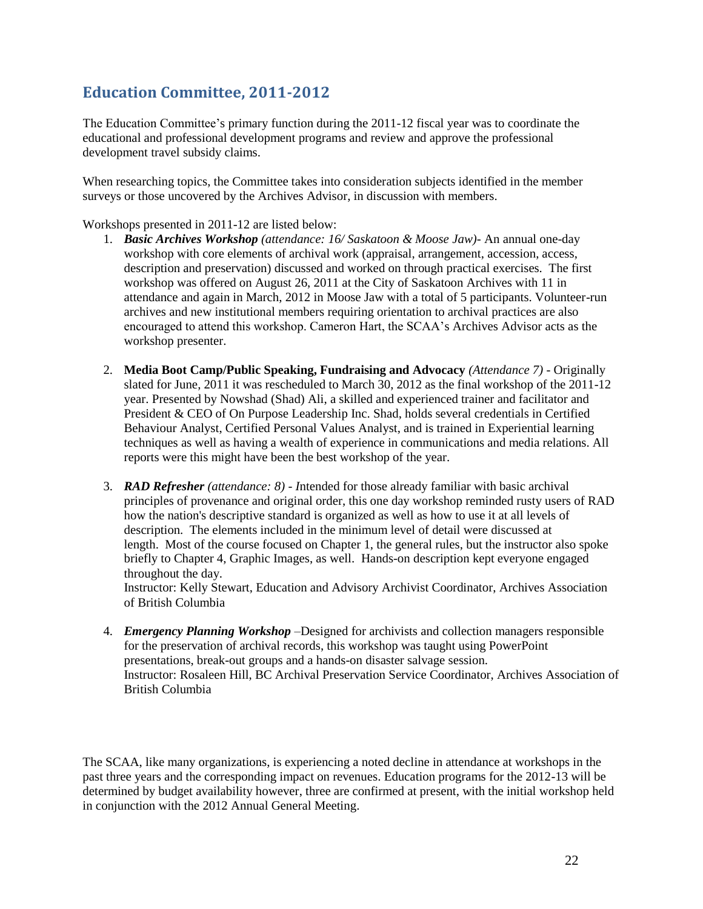## Education Committee, 2011-2012

The Education Committee's primary function during the 2011-12 fiscal year was to coordinate the educational and professional development programs and review and approve the professional development travel subsidy claims.

When researching topics, the Committee takes into consideration subjects identified in the member surveys or those uncovered by the Archives Advisor, in discussion with members.

Workshops presented in 2011-12 are listed below:

1. ***Basic Archives Workshop** (attendance: 16/ Saskatoon & Moose Jaw)*- An annual one-day workshop with core elements of archival work (appraisal, arrangement, accession, access, description and preservation) discussed and worked on through practical exercises. The first workshop was offered on August 26, 2011 at the City of Saskatoon Archives with 11 in attendance and again in March, 2012 in Moose Jaw with a total of 5 participants. Volunteer-run archives and new institutional members requiring orientation to archival practices are also encouraged to attend this workshop. Cameron Hart, the SCAA's Archives Advisor acts as the workshop presenter.

2. **Media Boot Camp/Public Speaking, Fundraising and Advocacy** *(Attendance 7)* - Originally slated for June, 2011 it was rescheduled to March 30, 2012 as the final workshop of the 2011-12 year. Presented by Nowshad (Shad) Ali, a skilled and experienced trainer and facilitator and President & CEO of On Purpose Leadership Inc. Shad, holds several credentials in Certified Behaviour Analyst, Certified Personal Values Analyst, and is trained in Experiential learning techniques as well as having a wealth of experience in communications and media relations. All reports were this might have been the best workshop of the year.

3. ***RAD Refresher** (attendance: 8) - I*ntended for those already familiar with basic archival principles of provenance and original order, this one day workshop reminded rusty users of RAD how the nation's descriptive standard is organized as well as how to use it at all levels of description. The elements included in the minimum level of detail were discussed at length. Most of the course focused on Chapter 1, the general rules, but the instructor also spoke briefly to Chapter 4, Graphic Images, as well. Hands-on description kept everyone engaged throughout the day.
   Instructor: Kelly Stewart, Education and Advisory Archivist Coordinator, Archives Association of British Columbia

4. ***Emergency Planning Workshop*** –Designed for archivists and collection managers responsible for the preservation of archival records, this workshop was taught using PowerPoint presentations, break-out groups and a hands-on disaster salvage session.
   Instructor: Rosaleen Hill, BC Archival Preservation Service Coordinator, Archives Association of British Columbia

The SCAA, like many organizations, is experiencing a noted decline in attendance at workshops in the past three years and the corresponding impact on revenues. Education programs for the 2012-13 will be determined by budget availability however, three are confirmed at present, with the initial workshop held in conjunction with the 2012 Annual General Meeting.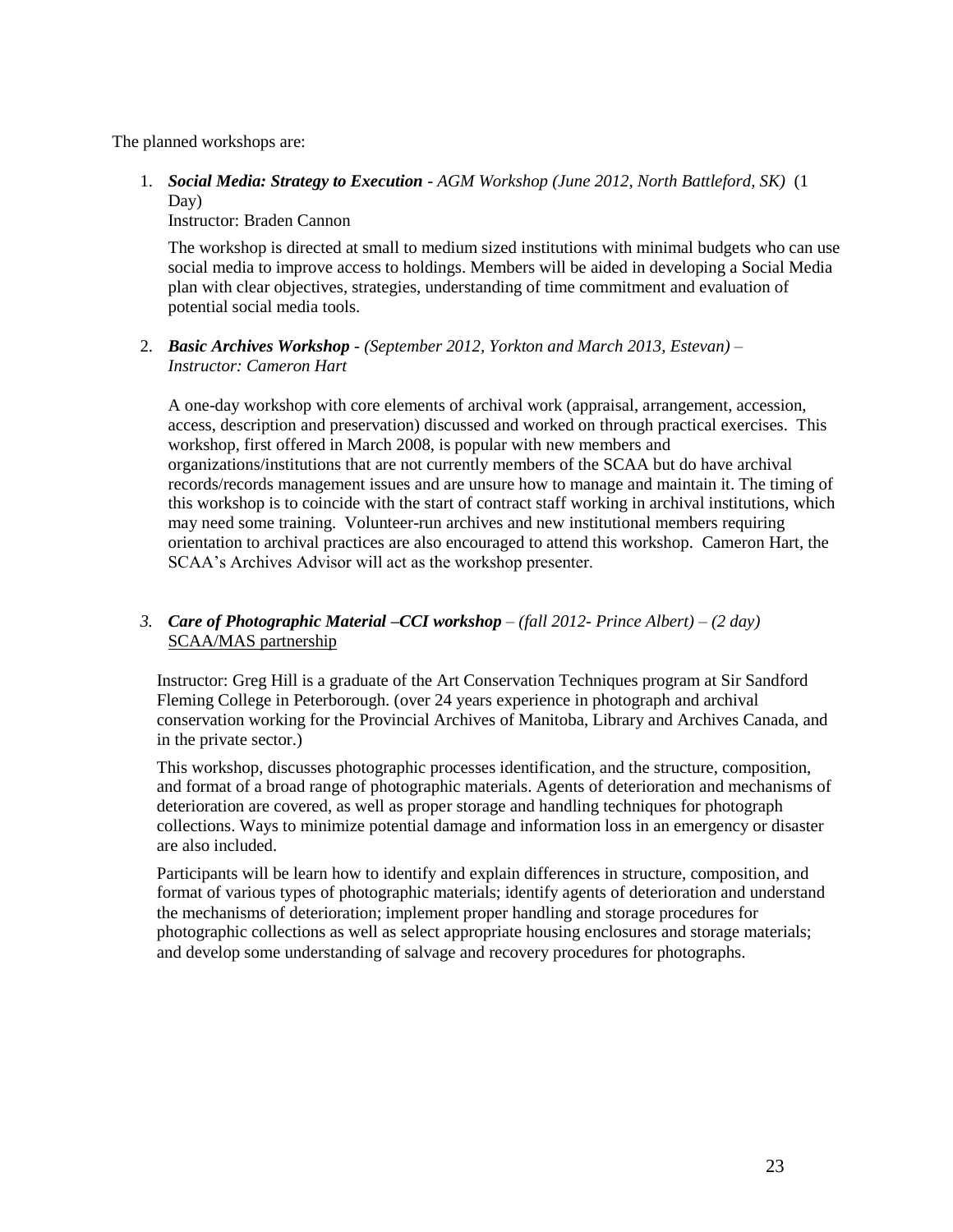The planned workshops are:

1. ***Social Media: Strategy to Execution*** *- AGM Workshop (June 2012, North Battleford, SK)* (1 Day)
   Instructor: Braden Cannon

   The workshop is directed at small to medium sized institutions with minimal budgets who can use social media to improve access to holdings. Members will be aided in developing a Social Media plan with clear objectives, strategies, understanding of time commitment and evaluation of potential social media tools.

2. ***Basic Archives Workshop*** *- (September 2012, Yorkton and March 2013, Estevan) – Instructor: Cameron Hart*

   A one-day workshop with core elements of archival work (appraisal, arrangement, accession, access, description and preservation) discussed and worked on through practical exercises. This workshop, first offered in March 2008, is popular with new members and organizations/institutions that are not currently members of the SCAA but do have archival records/records management issues and are unsure how to manage and maintain it. The timing of this workshop is to coincide with the start of contract staff working in archival institutions, which may need some training. Volunteer-run archives and new institutional members requiring orientation to archival practices are also encouraged to attend this workshop. Cameron Hart, the SCAA's Archives Advisor will act as the workshop presenter.

3. ***Care of Photographic Material –CCI workshop*** *– (fall 2012- Prince Albert) – (2 day)*
   <u>SCAA/MAS partnership</u>

   Instructor: Greg Hill is a graduate of the Art Conservation Techniques program at Sir Sandford Fleming College in Peterborough. (over 24 years experience in photograph and archival conservation working for the Provincial Archives of Manitoba, Library and Archives Canada, and in the private sector.)

   This workshop, discusses photographic processes identification, and the structure, composition, and format of a broad range of photographic materials. Agents of deterioration and mechanisms of deterioration are covered, as well as proper storage and handling techniques for photograph collections. Ways to minimize potential damage and information loss in an emergency or disaster are also included.

   Participants will be learn how to identify and explain differences in structure, composition, and format of various types of photographic materials; identify agents of deterioration and understand the mechanisms of deterioration; implement proper handling and storage procedures for photographic collections as well as select appropriate housing enclosures and storage materials; and develop some understanding of salvage and recovery procedures for photographs.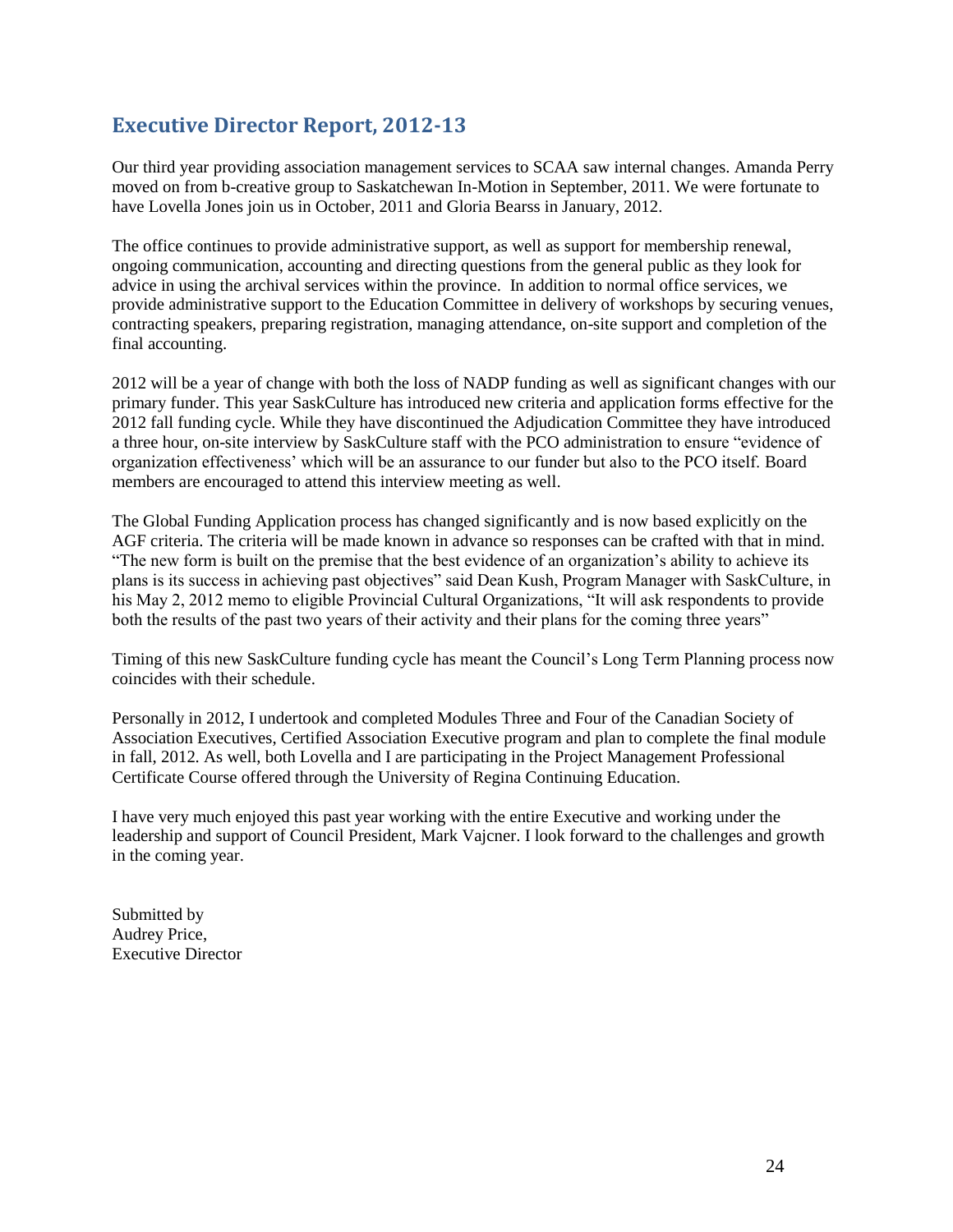## Executive Director Report, 2012-13

Our third year providing association management services to SCAA saw internal changes. Amanda Perry moved on from b-creative group to Saskatchewan In-Motion in September, 2011. We were fortunate to have Lovella Jones join us in October, 2011 and Gloria Bearss in January, 2012.

The office continues to provide administrative support, as well as support for membership renewal, ongoing communication, accounting and directing questions from the general public as they look for advice in using the archival services within the province. In addition to normal office services, we provide administrative support to the Education Committee in delivery of workshops by securing venues, contracting speakers, preparing registration, managing attendance, on-site support and completion of the final accounting.

2012 will be a year of change with both the loss of NADP funding as well as significant changes with our primary funder. This year SaskCulture has introduced new criteria and application forms effective for the 2012 fall funding cycle. While they have discontinued the Adjudication Committee they have introduced a three hour, on-site interview by SaskCulture staff with the PCO administration to ensure "evidence of organization effectiveness' which will be an assurance to our funder but also to the PCO itself. Board members are encouraged to attend this interview meeting as well.

The Global Funding Application process has changed significantly and is now based explicitly on the AGF criteria. The criteria will be made known in advance so responses can be crafted with that in mind. "The new form is built on the premise that the best evidence of an organization's ability to achieve its plans is its success in achieving past objectives" said Dean Kush, Program Manager with SaskCulture, in his May 2, 2012 memo to eligible Provincial Cultural Organizations, "It will ask respondents to provide both the results of the past two years of their activity and their plans for the coming three years"

Timing of this new SaskCulture funding cycle has meant the Council's Long Term Planning process now coincides with their schedule.

Personally in 2012, I undertook and completed Modules Three and Four of the Canadian Society of Association Executives, Certified Association Executive program and plan to complete the final module in fall, 2012. As well, both Lovella and I are participating in the Project Management Professional Certificate Course offered through the University of Regina Continuing Education.

I have very much enjoyed this past year working with the entire Executive and working under the leadership and support of Council President, Mark Vajcner. I look forward to the challenges and growth in the coming year.

Submitted by
Audrey Price,
Executive Director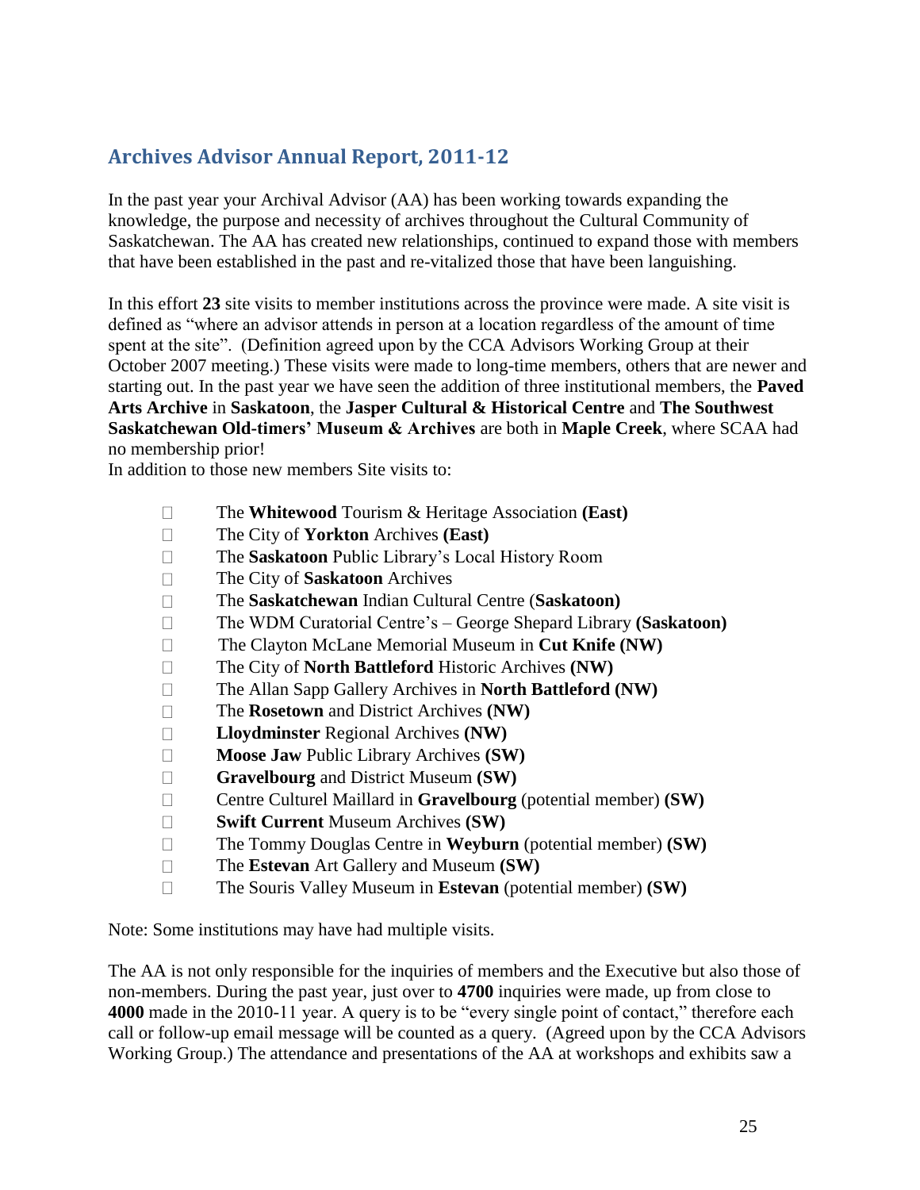## Archives Advisor Annual Report, 2011-12

In the past year your Archival Advisor (AA) has been working towards expanding the knowledge, the purpose and necessity of archives throughout the Cultural Community of Saskatchewan. The AA has created new relationships, continued to expand those with members that have been established in the past and re-vitalized those that have been languishing.

In this effort **23** site visits to member institutions across the province were made. A site visit is defined as "where an advisor attends in person at a location regardless of the amount of time spent at the site". (Definition agreed upon by the CCA Advisors Working Group at their October 2007 meeting.) These visits were made to long-time members, others that are newer and starting out. In the past year we have seen the addition of three institutional members, the **Paved Arts Archive** in **Saskatoon**, the **Jasper Cultural & Historical Centre** and **The Southwest Saskatchewan Old-timers' Museum & Archives** are both in **Maple Creek**, where SCAA had no membership prior!

In addition to those new members Site visits to:

- The **Whitewood** Tourism & Heritage Association **(East)**
- The City of **Yorkton** Archives **(East)**
- The **Saskatoon** Public Library's Local History Room
- The City of **Saskatoon** Archives
- The **Saskatchewan** Indian Cultural Centre (**Saskatoon)**
- The WDM Curatorial Centre's – George Shepard Library **(Saskatoon)**
- The Clayton McLane Memorial Museum in **Cut Knife (NW)**
- The City of **North Battleford** Historic Archives **(NW)**
- The Allan Sapp Gallery Archives in **North Battleford (NW)**
- The **Rosetown** and District Archives **(NW)**
- **Lloydminster** Regional Archives **(NW)**
- **Moose Jaw** Public Library Archives **(SW)**
- **Gravelbourg** and District Museum **(SW)**
- Centre Culturel Maillard in **Gravelbourg** (potential member) **(SW)**
- **Swift Current** Museum Archives **(SW)**
- The Tommy Douglas Centre in **Weyburn** (potential member) **(SW)**
- The **Estevan** Art Gallery and Museum **(SW)**
- The Souris Valley Museum in **Estevan** (potential member) **(SW)**

Note: Some institutions may have had multiple visits.

The AA is not only responsible for the inquiries of members and the Executive but also those of non-members. During the past year, just over to **4700** inquiries were made, up from close to **4000** made in the 2010-11 year. A query is to be "every single point of contact," therefore each call or follow-up email message will be counted as a query. (Agreed upon by the CCA Advisors Working Group.) The attendance and presentations of the AA at workshops and exhibits saw a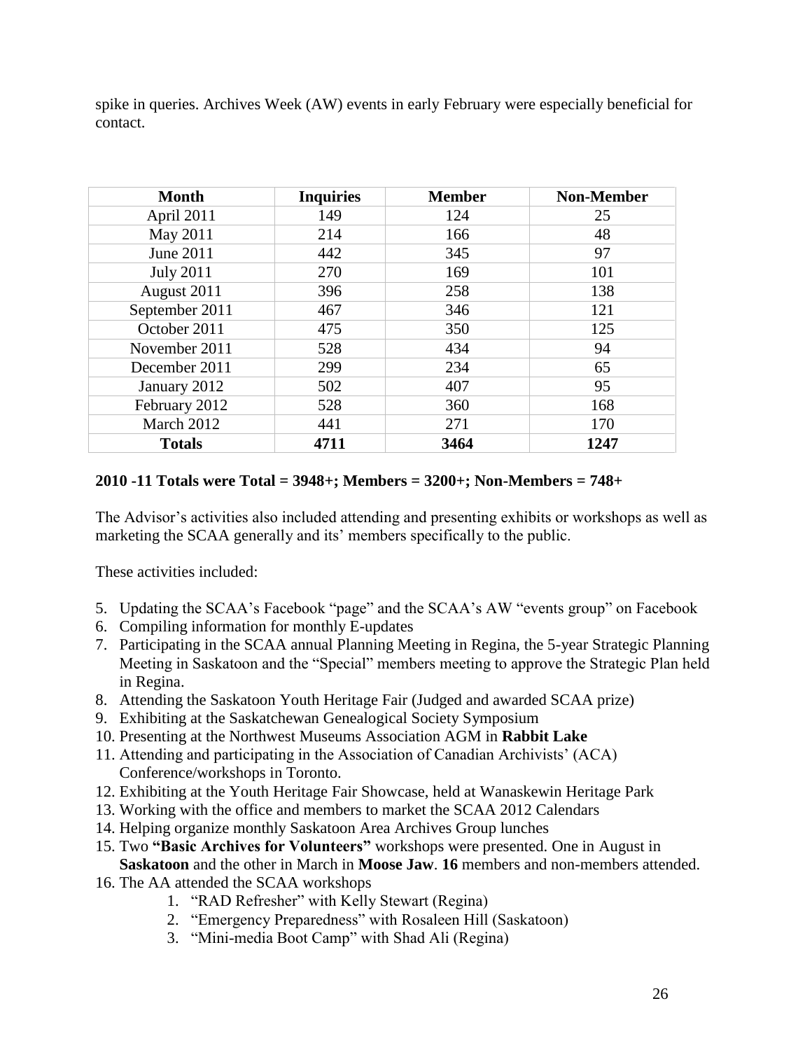spike in queries. Archives Week (AW) events in early February were especially beneficial for contact.

| Month | Inquiries | Member | Non-Member |
|---|---|---|---|
| April 2011 | 149 | 124 | 25 |
| May 2011 | 214 | 166 | 48 |
| June 2011 | 442 | 345 | 97 |
| July 2011 | 270 | 169 | 101 |
| August 2011 | 396 | 258 | 138 |
| September 2011 | 467 | 346 | 121 |
| October 2011 | 475 | 350 | 125 |
| November 2011 | 528 | 434 | 94 |
| December 2011 | 299 | 234 | 65 |
| January 2012 | 502 | 407 | 95 |
| February 2012 | 528 | 360 | 168 |
| March 2012 | 441 | 271 | 170 |
| **Totals** | **4711** | **3464** | **1247** |

**2010 -11 Totals were Total = 3948+; Members = 3200+; Non-Members = 748+**

The Advisor's activities also included attending and presenting exhibits or workshops as well as marketing the SCAA generally and its' members specifically to the public.

These activities included:

5. Updating the SCAA's Facebook "page" and the SCAA's AW "events group" on Facebook
6. Compiling information for monthly E-updates
7. Participating in the SCAA annual Planning Meeting in Regina, the 5-year Strategic Planning Meeting in Saskatoon and the "Special" members meeting to approve the Strategic Plan held in Regina.
8. Attending the Saskatoon Youth Heritage Fair (Judged and awarded SCAA prize)
9. Exhibiting at the Saskatchewan Genealogical Society Symposium
10. Presenting at the Northwest Museums Association AGM in **Rabbit Lake**
11. Attending and participating in the Association of Canadian Archivists' (ACA) Conference/workshops in Toronto.
12. Exhibiting at the Youth Heritage Fair Showcase, held at Wanaskewin Heritage Park
13. Working with the office and members to market the SCAA 2012 Calendars
14. Helping organize monthly Saskatoon Area Archives Group lunches
15. Two **"Basic Archives for Volunteers"** workshops were presented. One in August in **Saskatoon** and the other in March in **Moose Jaw**. **16** members and non-members attended.
16. The AA attended the SCAA workshops
    1. "RAD Refresher" with Kelly Stewart (Regina)
    2. "Emergency Preparedness" with Rosaleen Hill (Saskatoon)
    3. "Mini-media Boot Camp" with Shad Ali (Regina)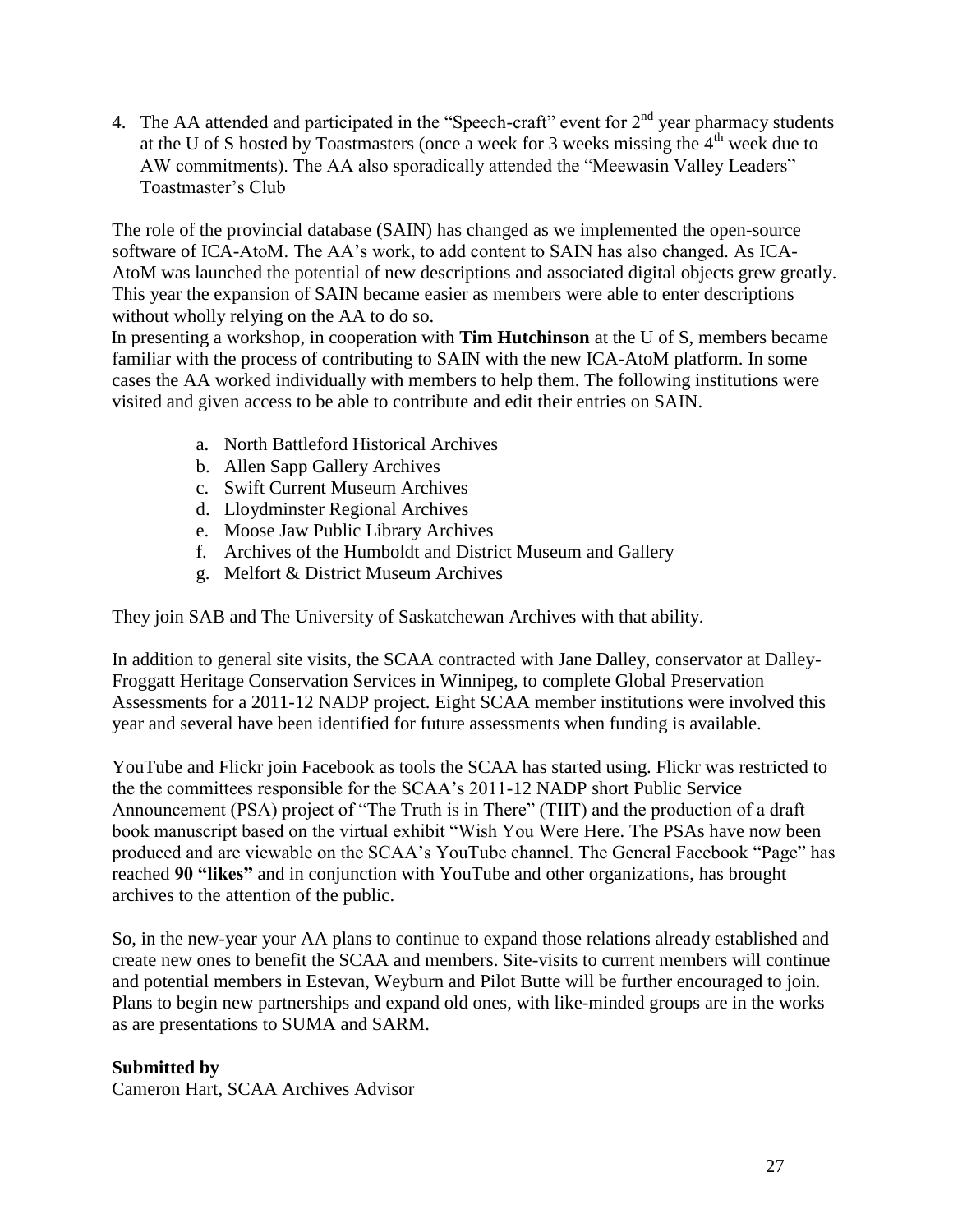4. The AA attended and participated in the "Speech-craft" event for 2nd year pharmacy students at the U of S hosted by Toastmasters (once a week for 3 weeks missing the 4th week due to AW commitments). The AA also sporadically attended the "Meewasin Valley Leaders" Toastmaster's Club

The role of the provincial database (SAIN) has changed as we implemented the open-source software of ICA-AtoM. The AA's work, to add content to SAIN has also changed. As ICA-AtoM was launched the potential of new descriptions and associated digital objects grew greatly. This year the expansion of SAIN became easier as members were able to enter descriptions without wholly relying on the AA to do so.

In presenting a workshop, in cooperation with **Tim Hutchinson** at the U of S, members became familiar with the process of contributing to SAIN with the new ICA-AtoM platform. In some cases the AA worked individually with members to help them. The following institutions were visited and given access to be able to contribute and edit their entries on SAIN.

a. North Battleford Historical Archives
b. Allen Sapp Gallery Archives
c. Swift Current Museum Archives
d. Lloydminster Regional Archives
e. Moose Jaw Public Library Archives
f. Archives of the Humboldt and District Museum and Gallery
g. Melfort & District Museum Archives

They join SAB and The University of Saskatchewan Archives with that ability.

In addition to general site visits, the SCAA contracted with Jane Dalley, conservator at Dalley-Froggatt Heritage Conservation Services in Winnipeg, to complete Global Preservation Assessments for a 2011-12 NADP project. Eight SCAA member institutions were involved this year and several have been identified for future assessments when funding is available.

YouTube and Flickr join Facebook as tools the SCAA has started using. Flickr was restricted to the the committees responsible for the SCAA's 2011-12 NADP short Public Service Announcement (PSA) project of "The Truth is in There" (TIIT) and the production of a draft book manuscript based on the virtual exhibit "Wish You Were Here. The PSAs have now been produced and are viewable on the SCAA's YouTube channel. The General Facebook "Page" has reached **90 "likes"** and in conjunction with YouTube and other organizations, has brought archives to the attention of the public.

So, in the new-year your AA plans to continue to expand those relations already established and create new ones to benefit the SCAA and members. Site-visits to current members will continue and potential members in Estevan, Weyburn and Pilot Butte will be further encouraged to join. Plans to begin new partnerships and expand old ones, with like-minded groups are in the works as are presentations to SUMA and SARM.

**Submitted by**
Cameron Hart, SCAA Archives Advisor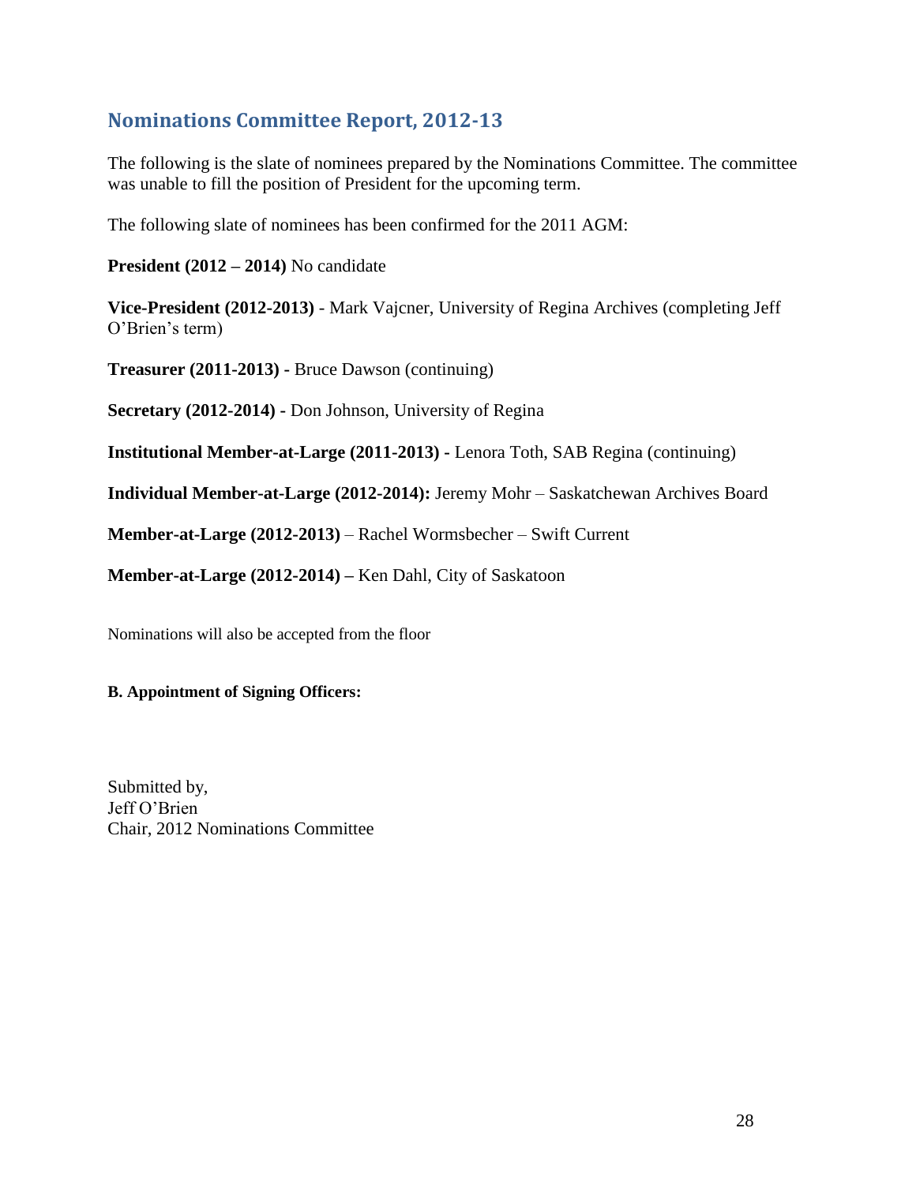## Nominations Committee Report, 2012-13

The following is the slate of nominees prepared by the Nominations Committee. The committee was unable to fill the position of President for the upcoming term.

The following slate of nominees has been confirmed for the 2011 AGM:

**President (2012 – 2014)** No candidate

**Vice-President (2012-2013)** - Mark Vajcner, University of Regina Archives (completing Jeff O'Brien's term)

**Treasurer (2011-2013) -** Bruce Dawson (continuing)

**Secretary (2012-2014) -** Don Johnson, University of Regina

**Institutional Member-at-Large (2011-2013) -** Lenora Toth, SAB Regina (continuing)

**Individual Member-at-Large (2012-2014):** Jeremy Mohr – Saskatchewan Archives Board

**Member-at-Large (2012-2013)** – Rachel Wormsbecher – Swift Current

**Member-at-Large (2012-2014) –** Ken Dahl, City of Saskatoon

Nominations will also be accepted from the floor

**B. Appointment of Signing Officers:**

Submitted by,
Jeff O'Brien
Chair, 2012 Nominations Committee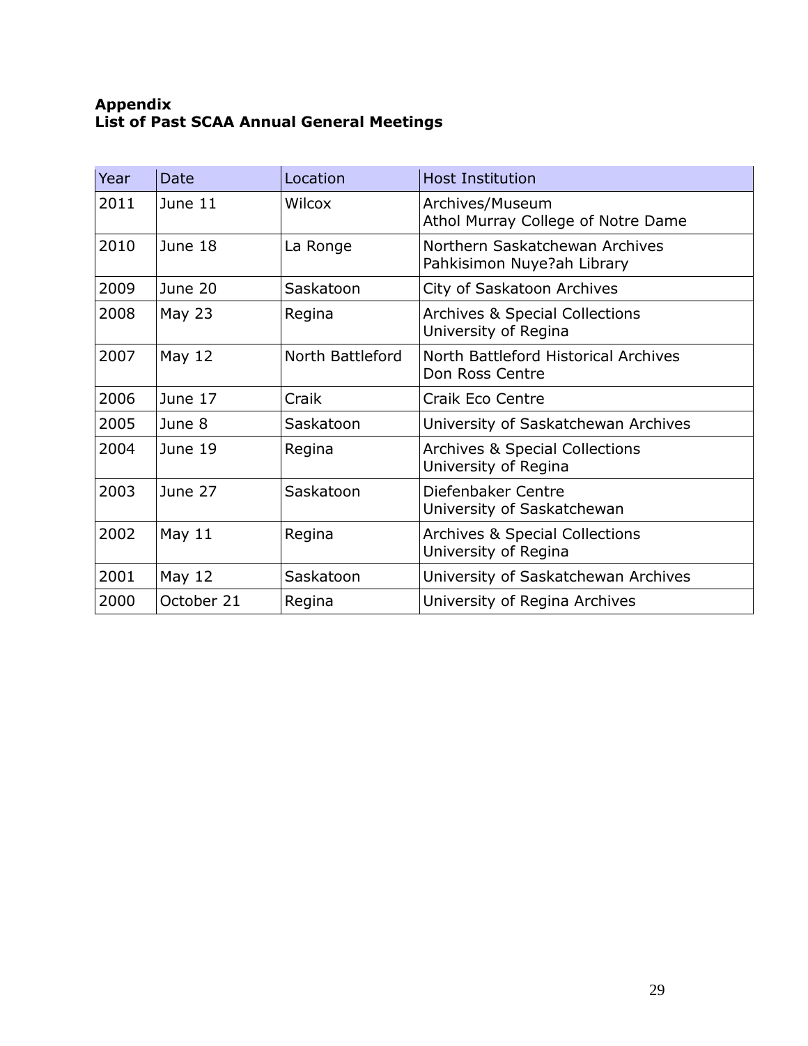**Appendix**
**List of Past SCAA Annual General Meetings**

| Year | Date | Location | Host Institution |
|---|---|---|---|
| 2011 | June 11 | Wilcox | Archives/Museum<br>Athol Murray College of Notre Dame |
| 2010 | June 18 | La Ronge | Northern Saskatchewan Archives<br>Pahkisimon Nuye?ah Library |
| 2009 | June 20 | Saskatoon | City of Saskatoon Archives |
| 2008 | May 23 | Regina | Archives & Special Collections<br>University of Regina |
| 2007 | May 12 | North Battleford | North Battleford Historical Archives<br>Don Ross Centre |
| 2006 | June 17 | Craik | Craik Eco Centre |
| 2005 | June 8 | Saskatoon | University of Saskatchewan Archives |
| 2004 | June 19 | Regina | Archives & Special Collections<br>University of Regina |
| 2003 | June 27 | Saskatoon | Diefenbaker Centre<br>University of Saskatchewan |
| 2002 | May 11 | Regina | Archives & Special Collections<br>University of Regina |
| 2001 | May 12 | Saskatoon | University of Saskatchewan Archives |
| 2000 | October 21 | Regina | University of Regina Archives |